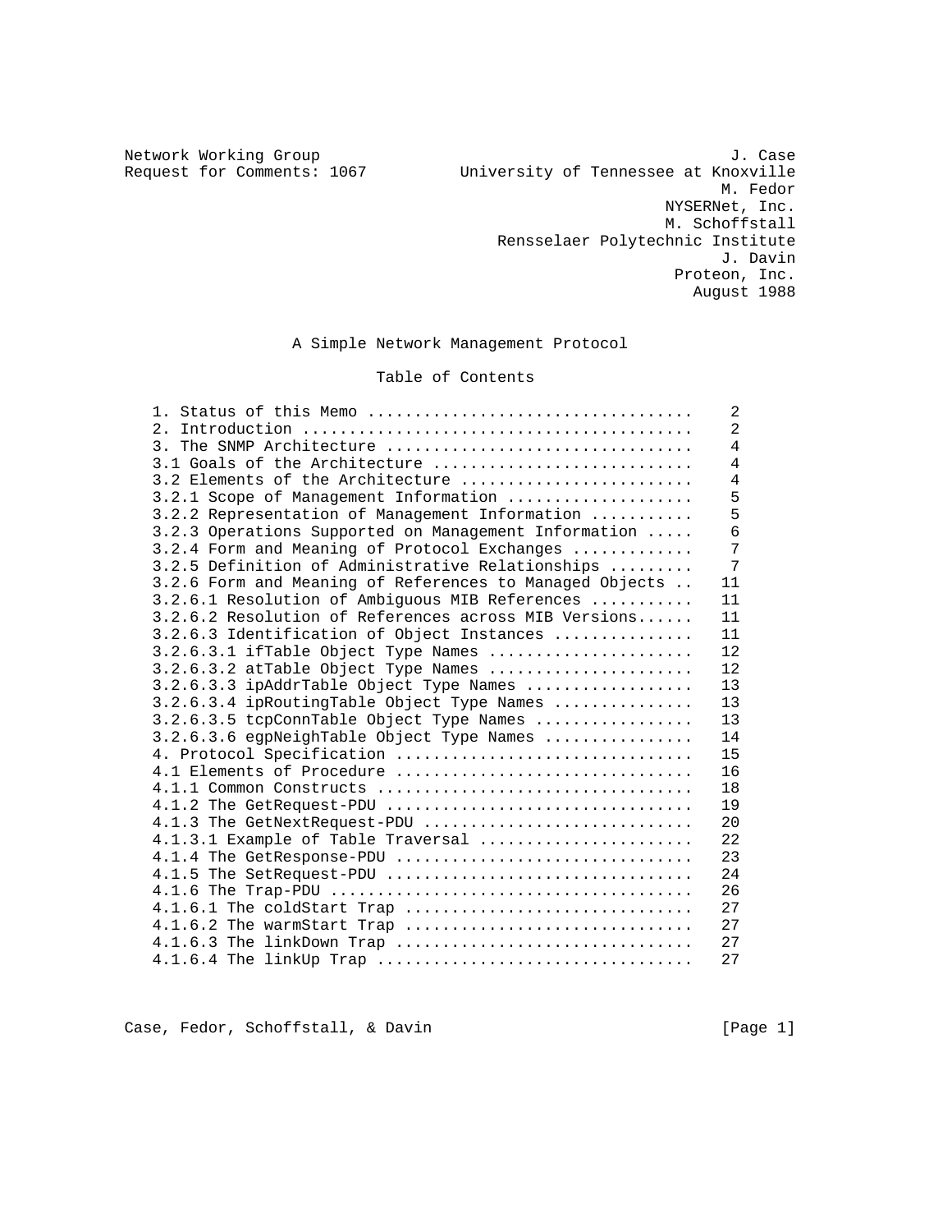Network Working Group J. Case
Request for Comments: 1067 University of Tennessee at Knoxville
M. Fedor
NYSERNet, Inc.
M. Schoffstall
Rensselaer Polytechnic Institute
J. Davin
Proteon, Inc.
August 1988

# A Simple Network Management Protocol

## Table of Contents

```
1. Status of this Memo ..................................    2
2. Introduction .........................................    2
3. The SNMP Architecture ................................    4
3.1 Goals of the Architecture ...........................    4
3.2 Elements of the Architecture ........................    4
3.2.1 Scope of Management Information ...................    5
3.2.2 Representation of Management Information ..........    5
3.2.3 Operations Supported on Management Information .....   6
3.2.4 Form and Meaning of Protocol Exchanges ............    7
3.2.5 Definition of Administrative Relationships .........   7
3.2.6 Form and Meaning of References to Managed Objects ..  11
3.2.6.1 Resolution of Ambiguous MIB References ..........   11
3.2.6.2 Resolution of References across MIB Versions......  11
3.2.6.3 Identification of Object Instances ..............   11
3.2.6.3.1 ifTable Object Type Names .....................   12
3.2.6.3.2 atTable Object Type Names .....................   12
3.2.6.3.3 ipAddrTable Object Type Names .................   13
3.2.6.3.4 ipRoutingTable Object Type Names ..............   13
3.2.6.3.5 tcpConnTable Object Type Names ................   13
3.2.6.3.6 egpNeighTable Object Type Names ...............   14
4. Protocol Specification ...............................   15
4.1 Elements of Procedure ...............................   16
4.1.1 Common Constructs .................................   18
4.1.2 The GetRequest-PDU ................................   19
4.1.3 The GetNextRequest-PDU ............................   20
4.1.3.1 Example of Table Traversal ......................   22
4.1.4 The GetResponse-PDU ...............................   23
4.1.5 The SetRequest-PDU ................................   24
4.1.6 The Trap-PDU ......................................   26
4.1.6.1 The coldStart Trap ..............................   27
4.1.6.2 The warmStart Trap ..............................   27
4.1.6.3 The linkDown Trap ...............................   27
4.1.6.4 The linkUp Trap .................................   27
```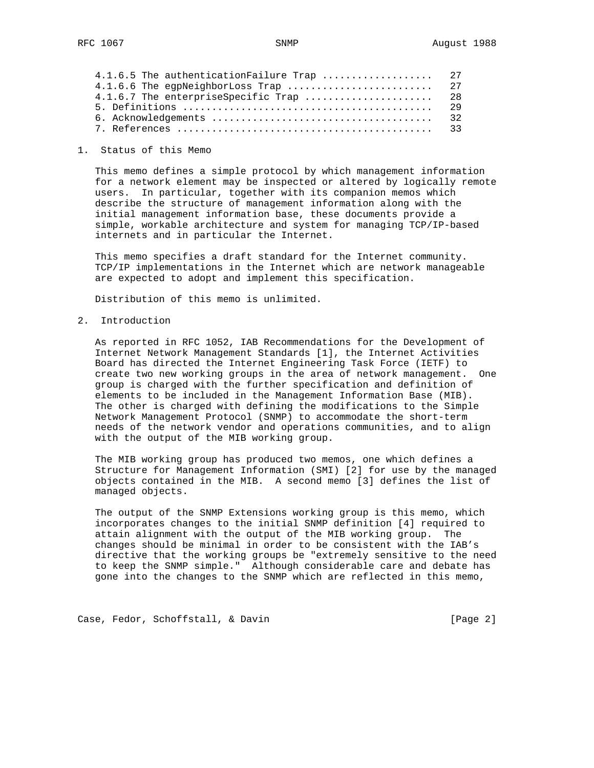4.1.6.5 The authenticationFailure Trap .................. 27
4.1.6.6 The egpNeighborLoss Trap ........................ 27
4.1.6.7 The enterpriseSpecific Trap ..................... 28
5. Definitions .......................................... 29
6. Acknowledgements ..................................... 32
7. References ........................................... 33

## 1. Status of this Memo

This memo defines a simple protocol by which management information for a network element may be inspected or altered by logically remote users. In particular, together with its companion memos which describe the structure of management information along with the initial management information base, these documents provide a simple, workable architecture and system for managing TCP/IP-based internets and in particular the Internet.

This memo specifies a draft standard for the Internet community. TCP/IP implementations in the Internet which are network manageable are expected to adopt and implement this specification.

Distribution of this memo is unlimited.

## 2. Introduction

As reported in RFC 1052, IAB Recommendations for the Development of Internet Network Management Standards [1], the Internet Activities Board has directed the Internet Engineering Task Force (IETF) to create two new working groups in the area of network management. One group is charged with the further specification and definition of elements to be included in the Management Information Base (MIB). The other is charged with defining the modifications to the Simple Network Management Protocol (SNMP) to accommodate the short-term needs of the network vendor and operations communities, and to align with the output of the MIB working group.

The MIB working group has produced two memos, one which defines a Structure for Management Information (SMI) [2] for use by the managed objects contained in the MIB. A second memo [3] defines the list of managed objects.

The output of the SNMP Extensions working group is this memo, which incorporates changes to the initial SNMP definition [4] required to attain alignment with the output of the MIB working group. The changes should be minimal in order to be consistent with the IAB's directive that the working groups be "extremely sensitive to the need to keep the SNMP simple." Although considerable care and debate has gone into the changes to the SNMP which are reflected in this memo,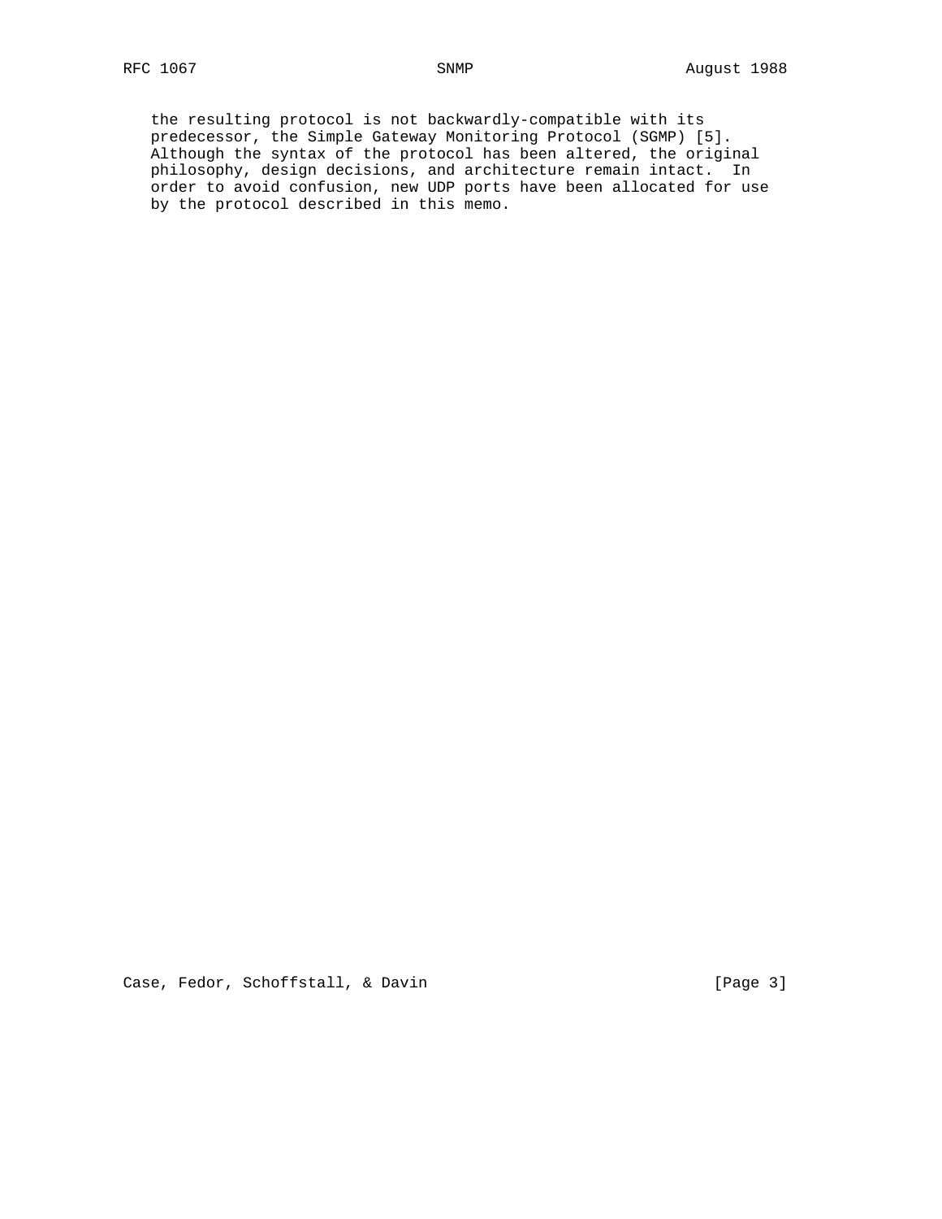the resulting protocol is not backwardly-compatible with its predecessor, the Simple Gateway Monitoring Protocol (SGMP) [5]. Although the syntax of the protocol has been altered, the original philosophy, design decisions, and architecture remain intact. In order to avoid confusion, new UDP ports have been allocated for use by the protocol described in this memo.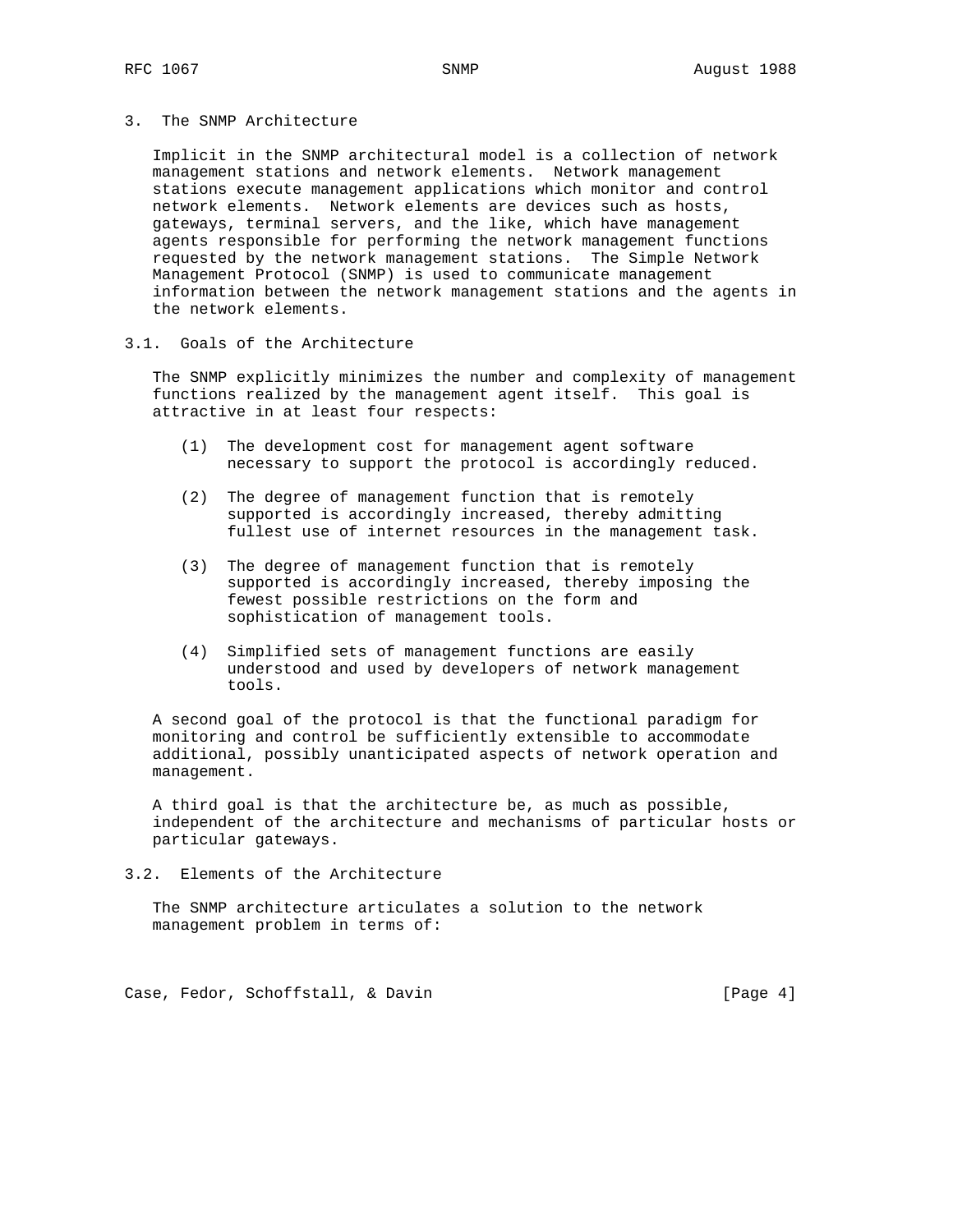## 3. The SNMP Architecture

Implicit in the SNMP architectural model is a collection of network management stations and network elements. Network management stations execute management applications which monitor and control network elements. Network elements are devices such as hosts, gateways, terminal servers, and the like, which have management agents responsible for performing the network management functions requested by the network management stations. The Simple Network Management Protocol (SNMP) is used to communicate management information between the network management stations and the agents in the network elements.

### 3.1. Goals of the Architecture

The SNMP explicitly minimizes the number and complexity of management functions realized by the management agent itself. This goal is attractive in at least four respects:

(1) The development cost for management agent software necessary to support the protocol is accordingly reduced.

(2) The degree of management function that is remotely supported is accordingly increased, thereby admitting fullest use of internet resources in the management task.

(3) The degree of management function that is remotely supported is accordingly increased, thereby imposing the fewest possible restrictions on the form and sophistication of management tools.

(4) Simplified sets of management functions are easily understood and used by developers of network management tools.

A second goal of the protocol is that the functional paradigm for monitoring and control be sufficiently extensible to accommodate additional, possibly unanticipated aspects of network operation and management.

A third goal is that the architecture be, as much as possible, independent of the architecture and mechanisms of particular hosts or particular gateways.

### 3.2. Elements of the Architecture

The SNMP architecture articulates a solution to the network management problem in terms of: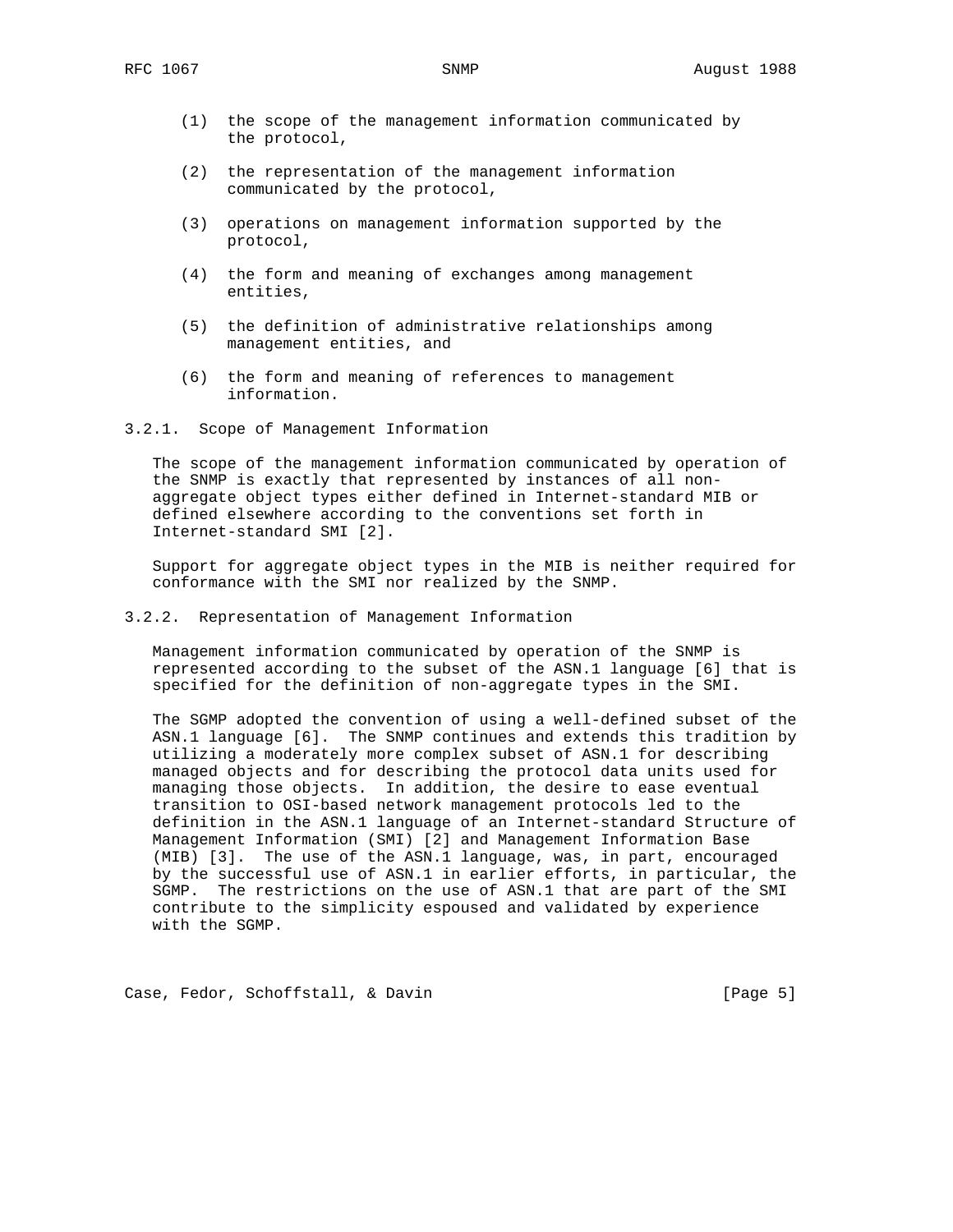(1) the scope of the management information communicated by the protocol,

(2) the representation of the management information communicated by the protocol,

(3) operations on management information supported by the protocol,

(4) the form and meaning of exchanges among management entities,

(5) the definition of administrative relationships among management entities, and

(6) the form and meaning of references to management information.

### 3.2.1. Scope of Management Information

The scope of the management information communicated by operation of the SNMP is exactly that represented by instances of all non-aggregate object types either defined in Internet-standard MIB or defined elsewhere according to the conventions set forth in Internet-standard SMI [2].

Support for aggregate object types in the MIB is neither required for conformance with the SMI nor realized by the SNMP.

### 3.2.2. Representation of Management Information

Management information communicated by operation of the SNMP is represented according to the subset of the ASN.1 language [6] that is specified for the definition of non-aggregate types in the SMI.

The SGMP adopted the convention of using a well-defined subset of the ASN.1 language [6]. The SNMP continues and extends this tradition by utilizing a moderately more complex subset of ASN.1 for describing managed objects and for describing the protocol data units used for managing those objects. In addition, the desire to ease eventual transition to OSI-based network management protocols led to the definition in the ASN.1 language of an Internet-standard Structure of Management Information (SMI) [2] and Management Information Base (MIB) [3]. The use of the ASN.1 language, was, in part, encouraged by the successful use of ASN.1 in earlier efforts, in particular, the SGMP. The restrictions on the use of ASN.1 that are part of the SMI contribute to the simplicity espoused and validated by experience with the SGMP.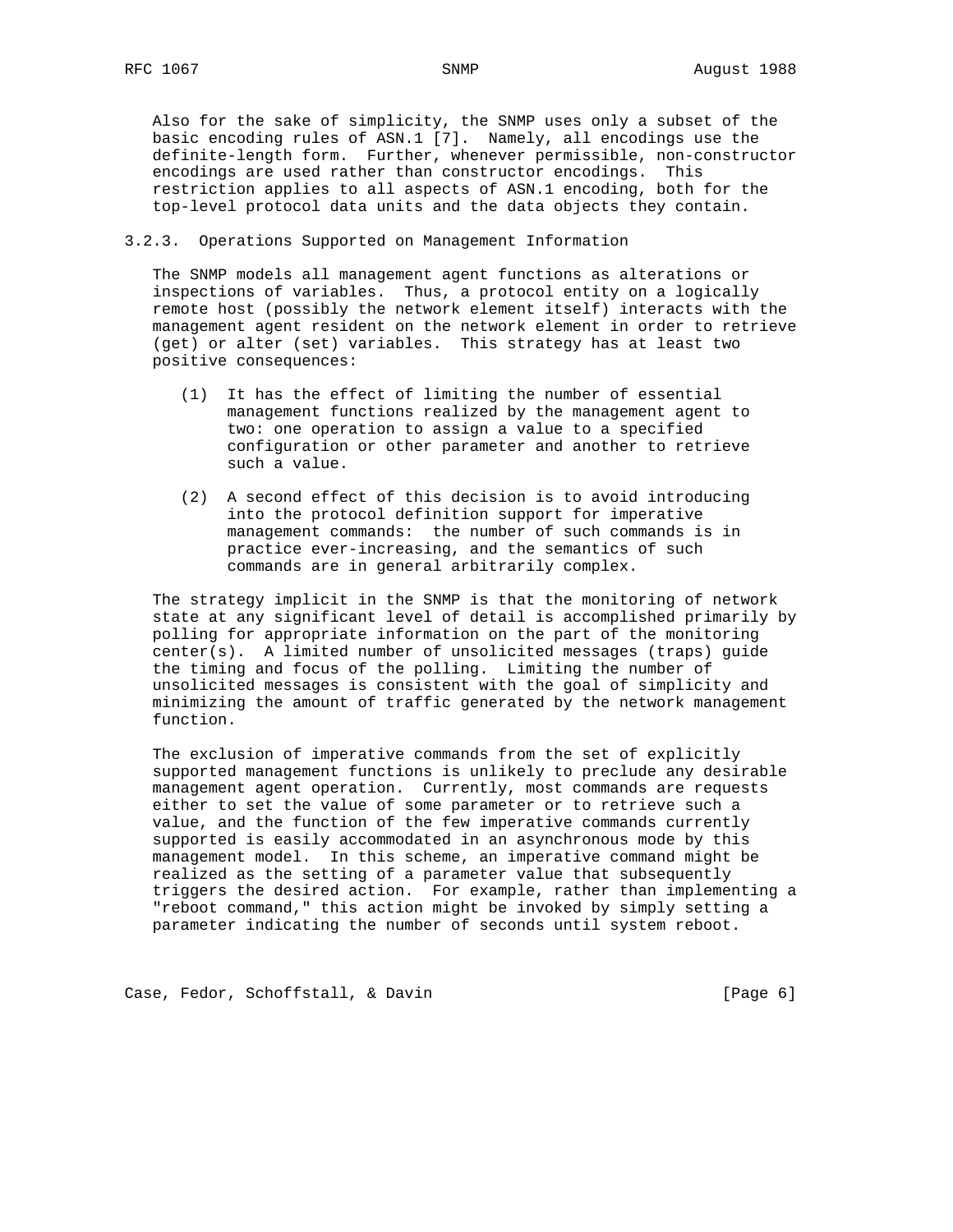Also for the sake of simplicity, the SNMP uses only a subset of the basic encoding rules of ASN.1 [7]. Namely, all encodings use the definite-length form. Further, whenever permissible, non-constructor encodings are used rather than constructor encodings. This restriction applies to all aspects of ASN.1 encoding, both for the top-level protocol data units and the data objects they contain.

### 3.2.3. Operations Supported on Management Information

The SNMP models all management agent functions as alterations or inspections of variables. Thus, a protocol entity on a logically remote host (possibly the network element itself) interacts with the management agent resident on the network element in order to retrieve (get) or alter (set) variables. This strategy has at least two positive consequences:

(1) It has the effect of limiting the number of essential management functions realized by the management agent to two: one operation to assign a value to a specified configuration or other parameter and another to retrieve such a value.

(2) A second effect of this decision is to avoid introducing into the protocol definition support for imperative management commands: the number of such commands is in practice ever-increasing, and the semantics of such commands are in general arbitrarily complex.

The strategy implicit in the SNMP is that the monitoring of network state at any significant level of detail is accomplished primarily by polling for appropriate information on the part of the monitoring center(s). A limited number of unsolicited messages (traps) guide the timing and focus of the polling. Limiting the number of unsolicited messages is consistent with the goal of simplicity and minimizing the amount of traffic generated by the network management function.

The exclusion of imperative commands from the set of explicitly supported management functions is unlikely to preclude any desirable management agent operation. Currently, most commands are requests either to set the value of some parameter or to retrieve such a value, and the function of the few imperative commands currently supported is easily accommodated in an asynchronous mode by this management model. In this scheme, an imperative command might be realized as the setting of a parameter value that subsequently triggers the desired action. For example, rather than implementing a "reboot command," this action might be invoked by simply setting a parameter indicating the number of seconds until system reboot.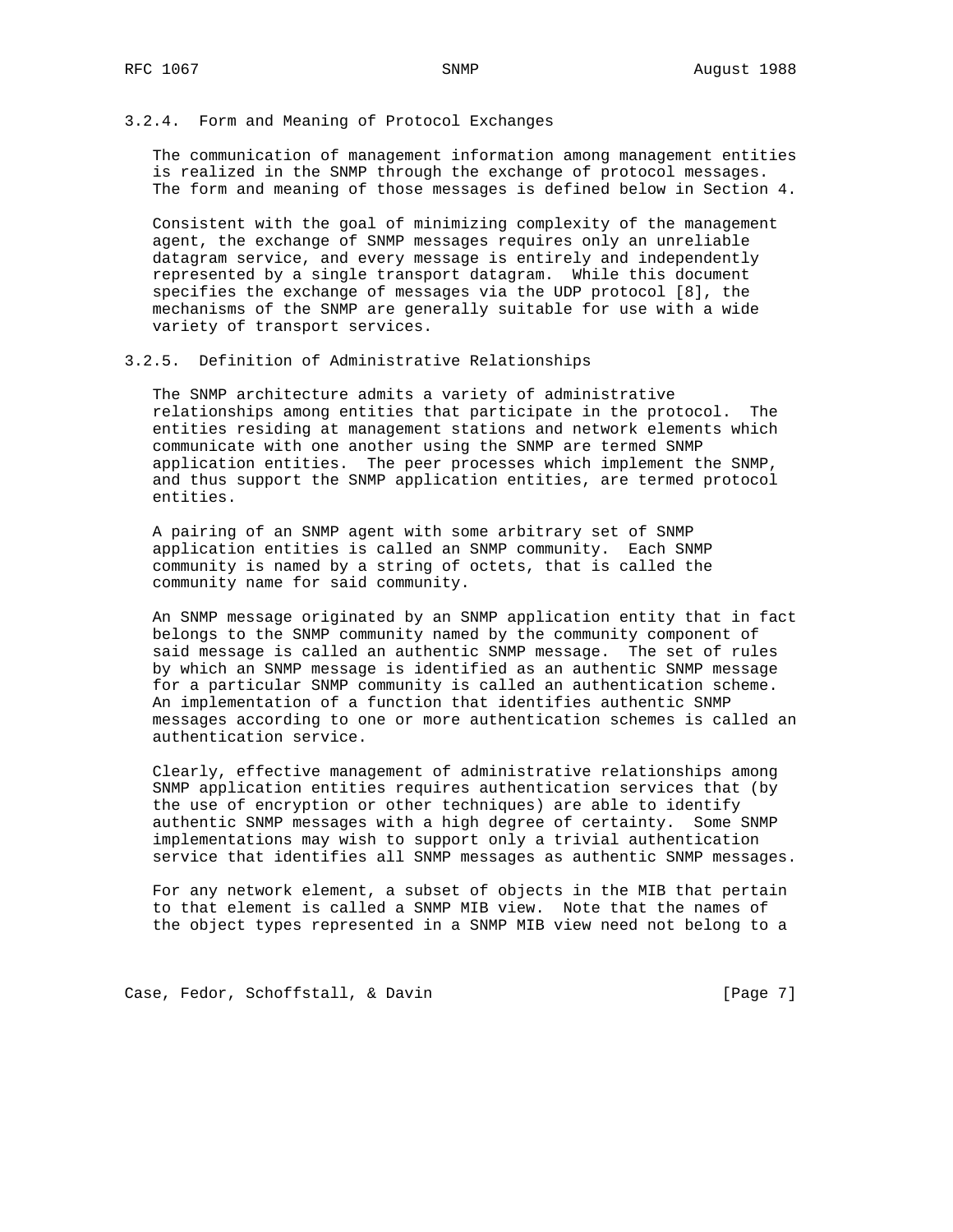### 3.2.4. Form and Meaning of Protocol Exchanges

The communication of management information among management entities is realized in the SNMP through the exchange of protocol messages. The form and meaning of those messages is defined below in Section 4.

Consistent with the goal of minimizing complexity of the management agent, the exchange of SNMP messages requires only an unreliable datagram service, and every message is entirely and independently represented by a single transport datagram. While this document specifies the exchange of messages via the UDP protocol [8], the mechanisms of the SNMP are generally suitable for use with a wide variety of transport services.

### 3.2.5. Definition of Administrative Relationships

The SNMP architecture admits a variety of administrative relationships among entities that participate in the protocol. The entities residing at management stations and network elements which communicate with one another using the SNMP are termed SNMP application entities. The peer processes which implement the SNMP, and thus support the SNMP application entities, are termed protocol entities.

A pairing of an SNMP agent with some arbitrary set of SNMP application entities is called an SNMP community. Each SNMP community is named by a string of octets, that is called the community name for said community.

An SNMP message originated by an SNMP application entity that in fact belongs to the SNMP community named by the community component of said message is called an authentic SNMP message. The set of rules by which an SNMP message is identified as an authentic SNMP message for a particular SNMP community is called an authentication scheme. An implementation of a function that identifies authentic SNMP messages according to one or more authentication schemes is called an authentication service.

Clearly, effective management of administrative relationships among SNMP application entities requires authentication services that (by the use of encryption or other techniques) are able to identify authentic SNMP messages with a high degree of certainty. Some SNMP implementations may wish to support only a trivial authentication service that identifies all SNMP messages as authentic SNMP messages.

For any network element, a subset of objects in the MIB that pertain to that element is called a SNMP MIB view. Note that the names of the object types represented in a SNMP MIB view need not belong to a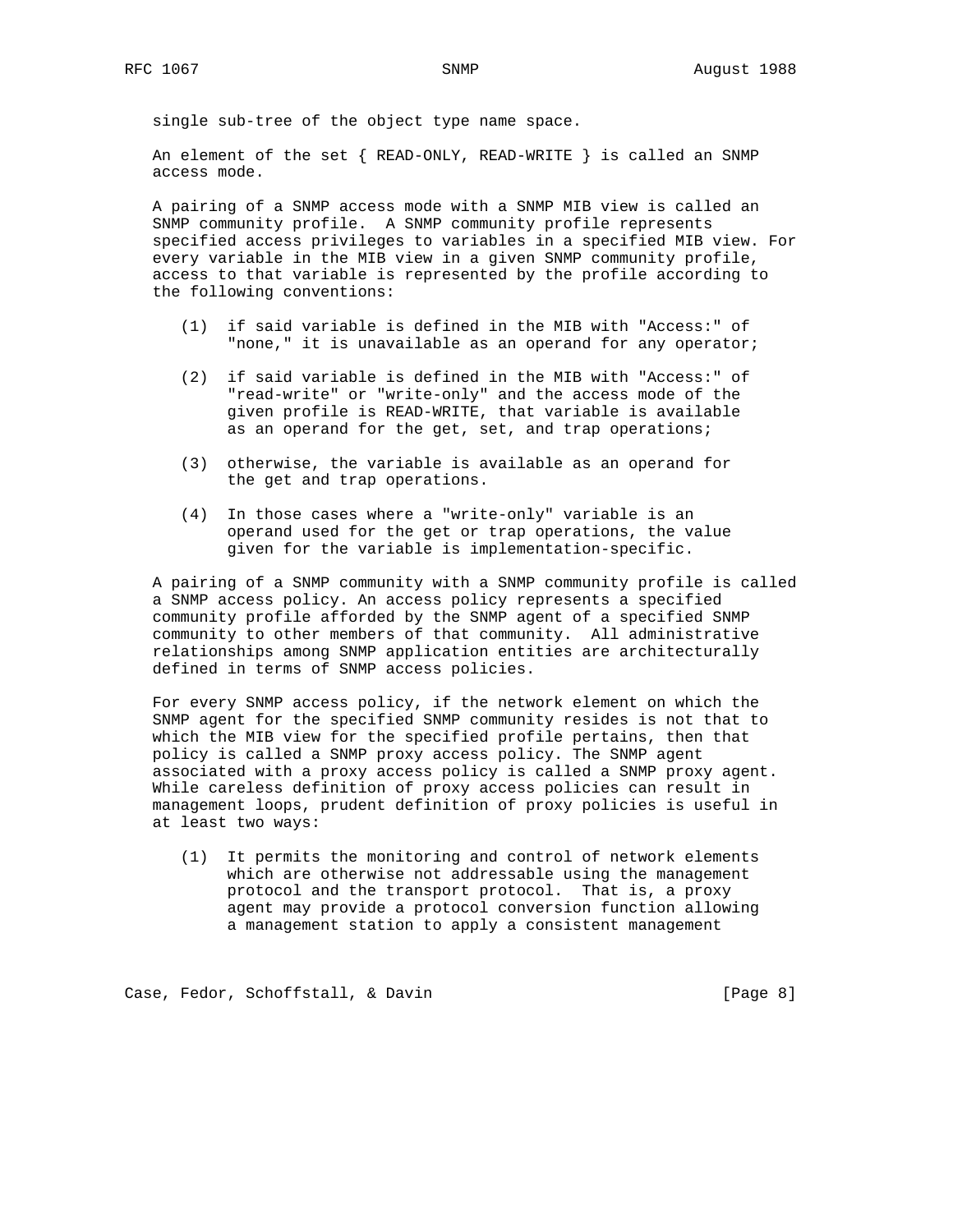single sub-tree of the object type name space.

An element of the set { READ-ONLY, READ-WRITE } is called an SNMP access mode.

A pairing of a SNMP access mode with a SNMP MIB view is called an SNMP community profile. A SNMP community profile represents specified access privileges to variables in a specified MIB view. For every variable in the MIB view in a given SNMP community profile, access to that variable is represented by the profile according to the following conventions:

(1) if said variable is defined in the MIB with "Access:" of "none," it is unavailable as an operand for any operator;

(2) if said variable is defined in the MIB with "Access:" of "read-write" or "write-only" and the access mode of the given profile is READ-WRITE, that variable is available as an operand for the get, set, and trap operations;

(3) otherwise, the variable is available as an operand for the get and trap operations.

(4) In those cases where a "write-only" variable is an operand used for the get or trap operations, the value given for the variable is implementation-specific.

A pairing of a SNMP community with a SNMP community profile is called a SNMP access policy. An access policy represents a specified community profile afforded by the SNMP agent of a specified SNMP community to other members of that community. All administrative relationships among SNMP application entities are architecturally defined in terms of SNMP access policies.

For every SNMP access policy, if the network element on which the SNMP agent for the specified SNMP community resides is not that to which the MIB view for the specified profile pertains, then that policy is called a SNMP proxy access policy. The SNMP agent associated with a proxy access policy is called a SNMP proxy agent. While careless definition of proxy access policies can result in management loops, prudent definition of proxy policies is useful in at least two ways:

(1) It permits the monitoring and control of network elements which are otherwise not addressable using the management protocol and the transport protocol. That is, a proxy agent may provide a protocol conversion function allowing a management station to apply a consistent management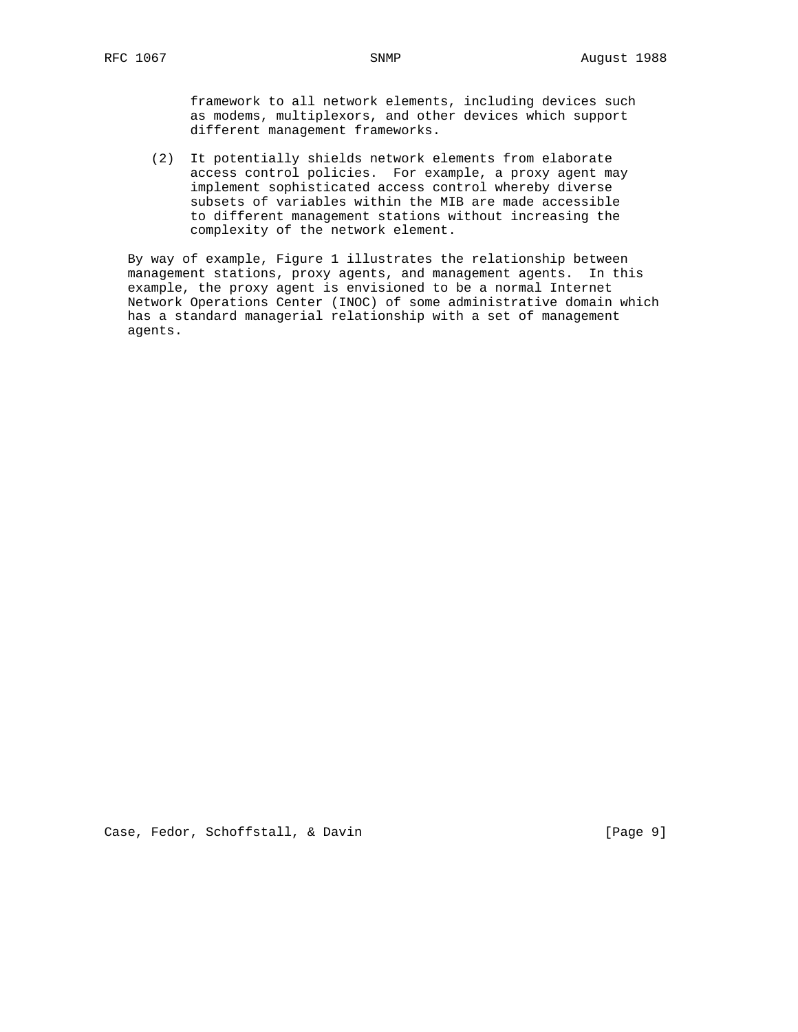framework to all network elements, including devices such as modems, multiplexors, and other devices which support different management frameworks.

(2) It potentially shields network elements from elaborate access control policies. For example, a proxy agent may implement sophisticated access control whereby diverse subsets of variables within the MIB are made accessible to different management stations without increasing the complexity of the network element.

By way of example, Figure 1 illustrates the relationship between management stations, proxy agents, and management agents. In this example, the proxy agent is envisioned to be a normal Internet Network Operations Center (INOC) of some administrative domain which has a standard managerial relationship with a set of management agents.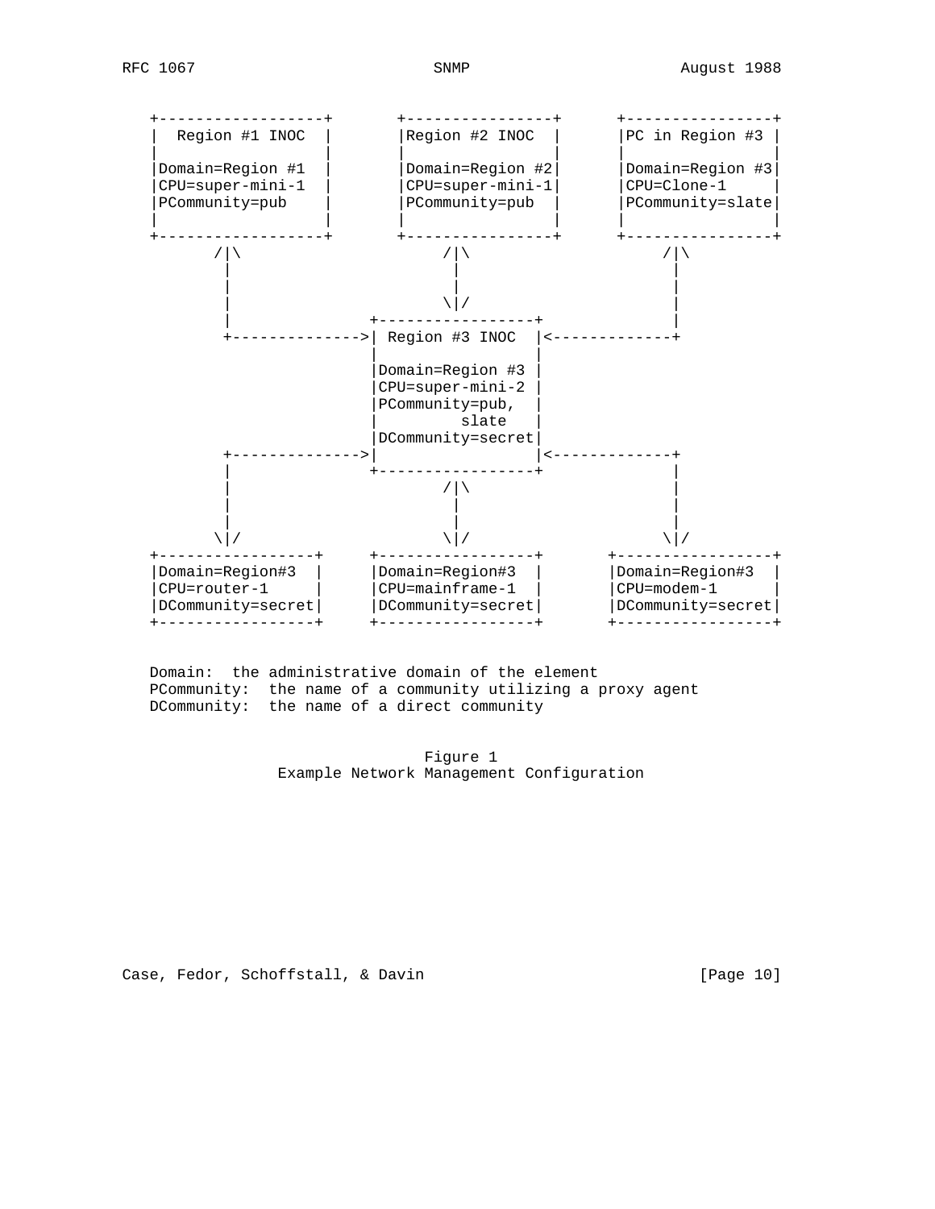```
   +------------------+       +----------------+      +----------------+
   |  Region #1 INOC  |       |Region #2 INOC  |      |PC in Region #3 |
   |                  |       |                |      |                |
   |Domain=Region #1  |       |Domain=Region #2|      |Domain=Region #3|
   |CPU=super-mini-1  |       |CPU=super-mini-1|      |CPU=Clone-1     |
   |PCommunity=pub    |       |PCommunity=pub  |      |PCommunity=slate|
   |                  |       |                |      |                |
   +------------------+       +----------------+      +----------------+
          /|\                       /|\                     /|\
           |                         |                       |
           |                         |                       |
           |                        \|/                      |
           |                 +-----------------+             |
           +---------------->| Region #3 INOC  |<------------+
                             |                 |
                             |Domain=Region #3 |
                             |CPU=super-mini-2 |
                             |PCommunity=pub,  |
                             |         slate   |
                             |DCommunity=secret|
           +---------------->|                 |<------------+
           |                 +-----------------+             |
           |                        /|\                      |
           |                         |                       |
           |                         |                       |
          \|/                       \|/                     \|/
   +-----------------+     +-----------------+      +-----------------+
   |Domain=Region#3  |     |Domain=Region#3  |      |Domain=Region#3  |
   |CPU=router-1     |     |CPU=mainframe-1  |      |CPU=modem-1      |
   |DCommunity=secret|     |DCommunity=secret|      |DCommunity=secret|
   +-----------------+     +-----------------+      +-----------------+


   Domain:  the administrative domain of the element
   PCommunity:  the name of a community utilizing a proxy agent
   DCommunity:  the name of a direct community
```

Figure 1
Example Network Management Configuration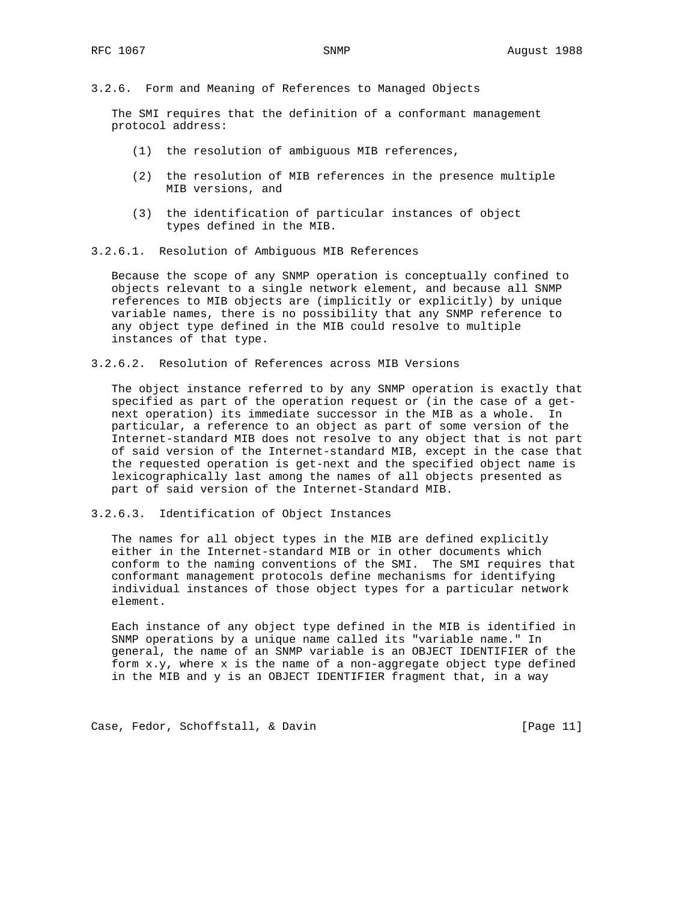#### 3.2.6. Form and Meaning of References to Managed Objects

The SMI requires that the definition of a conformant management protocol address:

(1) the resolution of ambiguous MIB references,

(2) the resolution of MIB references in the presence multiple MIB versions, and

(3) the identification of particular instances of object types defined in the MIB.

##### 3.2.6.1. Resolution of Ambiguous MIB References

Because the scope of any SNMP operation is conceptually confined to objects relevant to a single network element, and because all SNMP references to MIB objects are (implicitly or explicitly) by unique variable names, there is no possibility that any SNMP reference to any object type defined in the MIB could resolve to multiple instances of that type.

##### 3.2.6.2. Resolution of References across MIB Versions

The object instance referred to by any SNMP operation is exactly that specified as part of the operation request or (in the case of a get-next operation) its immediate successor in the MIB as a whole. In particular, a reference to an object as part of some version of the Internet-standard MIB does not resolve to any object that is not part of said version of the Internet-standard MIB, except in the case that the requested operation is get-next and the specified object name is lexicographically last among the names of all objects presented as part of said version of the Internet-Standard MIB.

##### 3.2.6.3. Identification of Object Instances

The names for all object types in the MIB are defined explicitly either in the Internet-standard MIB or in other documents which conform to the naming conventions of the SMI. The SMI requires that conformant management protocols define mechanisms for identifying individual instances of those object types for a particular network element.

Each instance of any object type defined in the MIB is identified in SNMP operations by a unique name called its "variable name." In general, the name of an SNMP variable is an OBJECT IDENTIFIER of the form x.y, where x is the name of a non-aggregate object type defined in the MIB and y is an OBJECT IDENTIFIER fragment that, in a way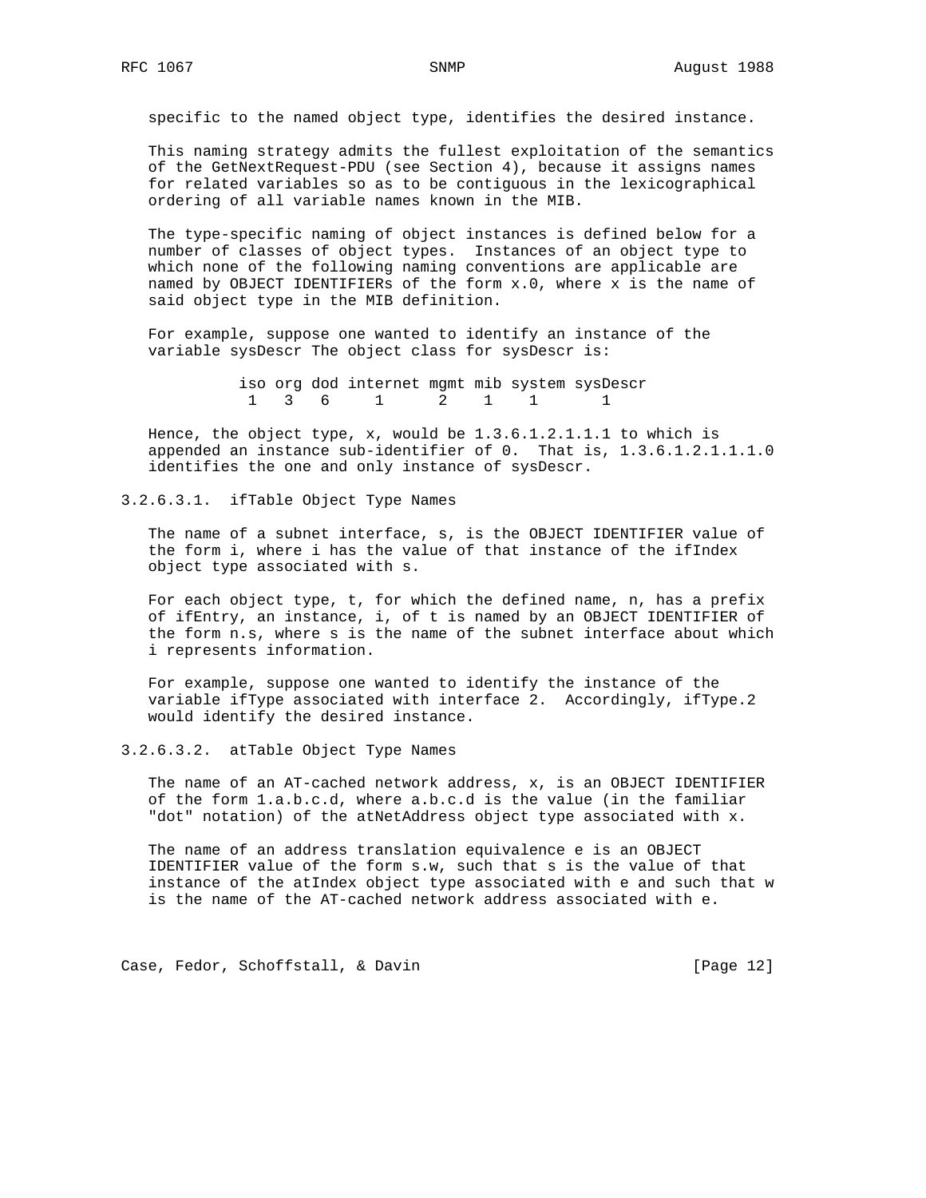specific to the named object type, identifies the desired instance.

This naming strategy admits the fullest exploitation of the semantics of the GetNextRequest-PDU (see Section 4), because it assigns names for related variables so as to be contiguous in the lexicographical ordering of all variable names known in the MIB.

The type-specific naming of object instances is defined below for a number of classes of object types. Instances of an object type to which none of the following naming conventions are applicable are named by OBJECT IDENTIFIERs of the form x.0, where x is the name of said object type in the MIB definition.

For example, suppose one wanted to identify an instance of the variable sysDescr The object class for sysDescr is:

```
          iso org dod internet mgmt mib system sysDescr
           1   3   6     1      2    1    1       1
```

Hence, the object type, x, would be 1.3.6.1.2.1.1.1 to which is appended an instance sub-identifier of 0. That is, 1.3.6.1.2.1.1.1.0 identifies the one and only instance of sysDescr.

#### 3.2.6.3.1. ifTable Object Type Names

The name of a subnet interface, s, is the OBJECT IDENTIFIER value of the form i, where i has the value of that instance of the ifIndex object type associated with s.

For each object type, t, for which the defined name, n, has a prefix of ifEntry, an instance, i, of t is named by an OBJECT IDENTIFIER of the form n.s, where s is the name of the subnet interface about which i represents information.

For example, suppose one wanted to identify the instance of the variable ifType associated with interface 2. Accordingly, ifType.2 would identify the desired instance.

#### 3.2.6.3.2. atTable Object Type Names

The name of an AT-cached network address, x, is an OBJECT IDENTIFIER of the form 1.a.b.c.d, where a.b.c.d is the value (in the familiar "dot" notation) of the atNetAddress object type associated with x.

The name of an address translation equivalence e is an OBJECT IDENTIFIER value of the form s.w, such that s is the value of that instance of the atIndex object type associated with e and such that w is the name of the AT-cached network address associated with e.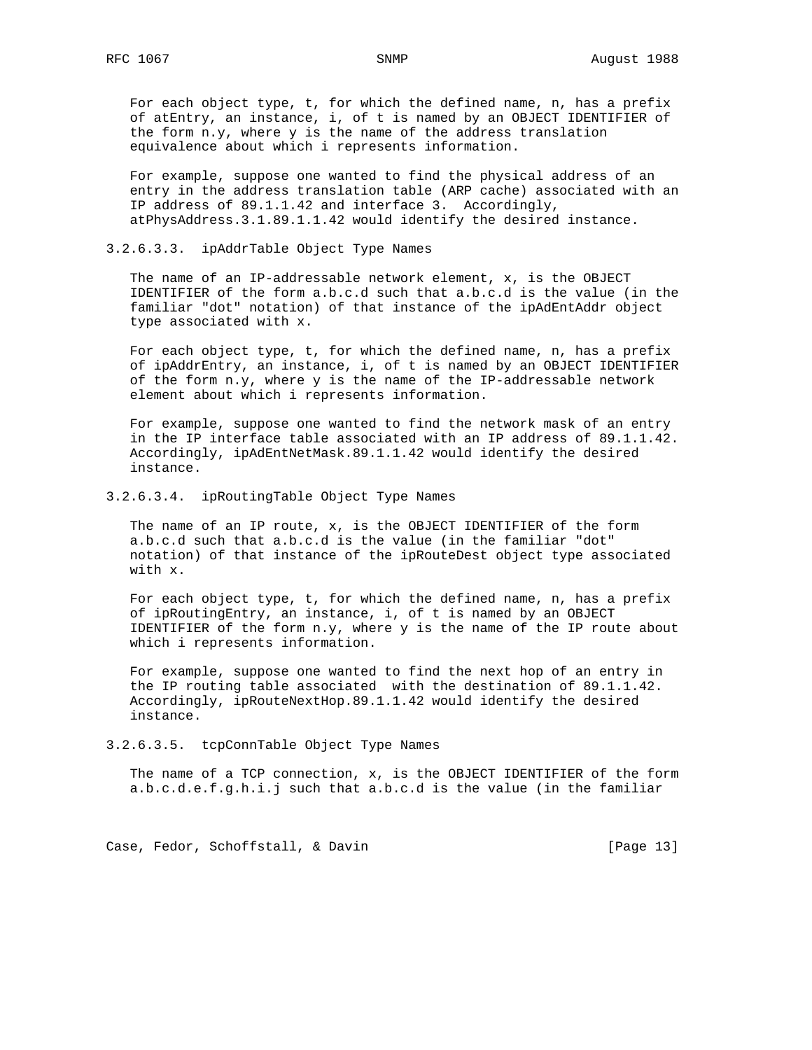For each object type, t, for which the defined name, n, has a prefix of atEntry, an instance, i, of t is named by an OBJECT IDENTIFIER of the form n.y, where y is the name of the address translation equivalence about which i represents information.

For example, suppose one wanted to find the physical address of an entry in the address translation table (ARP cache) associated with an IP address of 89.1.1.42 and interface 3. Accordingly, atPhysAddress.3.1.89.1.1.42 would identify the desired instance.

#### 3.2.6.3.3. ipAddrTable Object Type Names

The name of an IP-addressable network element, x, is the OBJECT IDENTIFIER of the form a.b.c.d such that a.b.c.d is the value (in the familiar "dot" notation) of that instance of the ipAdEntAddr object type associated with x.

For each object type, t, for which the defined name, n, has a prefix of ipAddrEntry, an instance, i, of t is named by an OBJECT IDENTIFIER of the form n.y, where y is the name of the IP-addressable network element about which i represents information.

For example, suppose one wanted to find the network mask of an entry in the IP interface table associated with an IP address of 89.1.1.42. Accordingly, ipAdEntNetMask.89.1.1.42 would identify the desired instance.

#### 3.2.6.3.4. ipRoutingTable Object Type Names

The name of an IP route, x, is the OBJECT IDENTIFIER of the form a.b.c.d such that a.b.c.d is the value (in the familiar "dot" notation) of that instance of the ipRouteDest object type associated with x.

For each object type, t, for which the defined name, n, has a prefix of ipRoutingEntry, an instance, i, of t is named by an OBJECT IDENTIFIER of the form n.y, where y is the name of the IP route about which i represents information.

For example, suppose one wanted to find the next hop of an entry in the IP routing table associated with the destination of 89.1.1.42. Accordingly, ipRouteNextHop.89.1.1.42 would identify the desired instance.

#### 3.2.6.3.5. tcpConnTable Object Type Names

The name of a TCP connection, x, is the OBJECT IDENTIFIER of the form a.b.c.d.e.f.g.h.i.j such that a.b.c.d is the value (in the familiar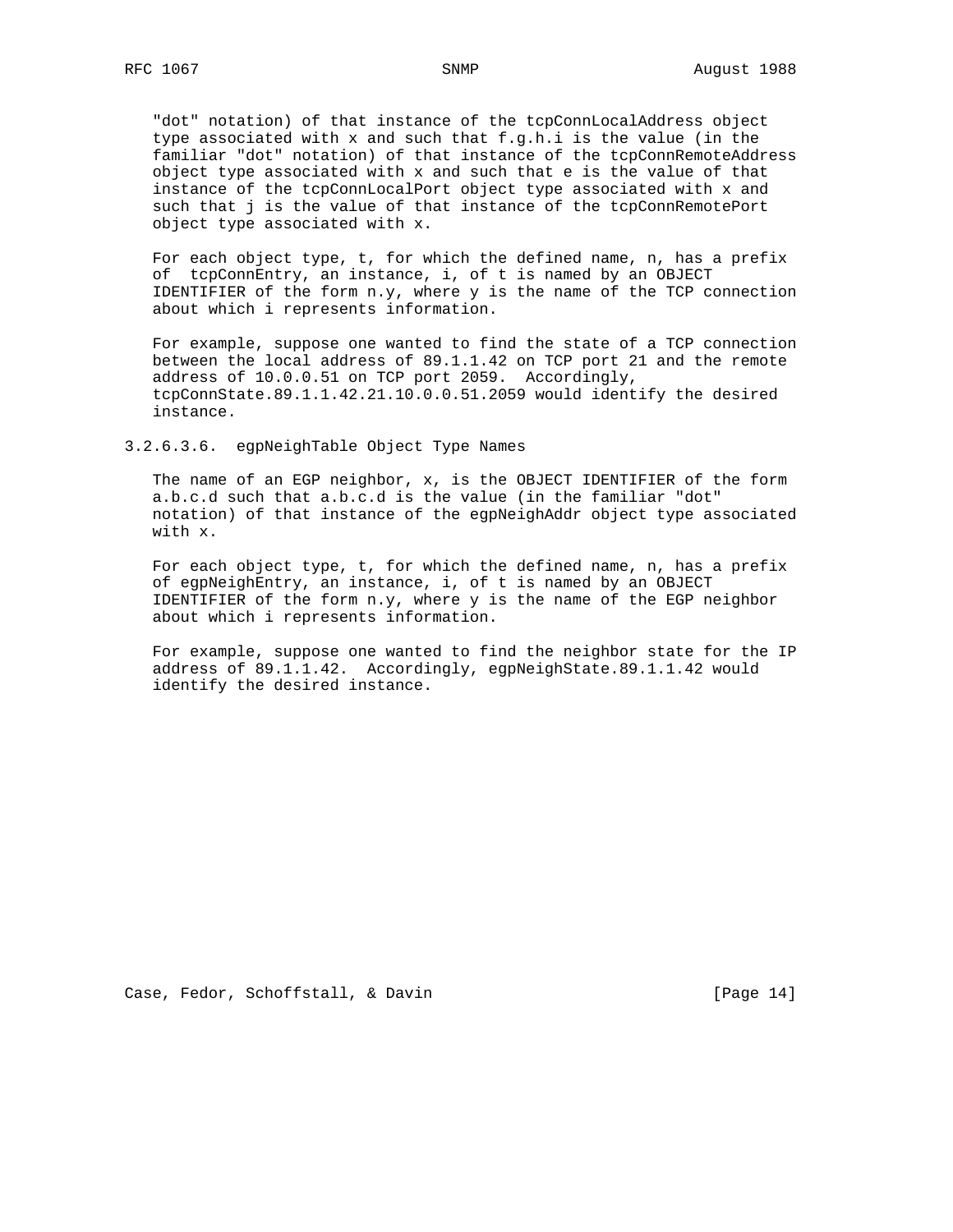"dot" notation) of that instance of the tcpConnLocalAddress object type associated with x and such that f.g.h.i is the value (in the familiar "dot" notation) of that instance of the tcpConnRemoteAddress object type associated with x and such that e is the value of that instance of the tcpConnLocalPort object type associated with x and such that j is the value of that instance of the tcpConnRemotePort object type associated with x.

For each object type, t, for which the defined name, n, has a prefix of tcpConnEntry, an instance, i, of t is named by an OBJECT IDENTIFIER of the form n.y, where y is the name of the TCP connection about which i represents information.

For example, suppose one wanted to find the state of a TCP connection between the local address of 89.1.1.42 on TCP port 21 and the remote address of 10.0.0.51 on TCP port 2059. Accordingly, tcpConnState.89.1.1.42.21.10.0.0.51.2059 would identify the desired instance.

### 3.2.6.3.6. egpNeighTable Object Type Names

The name of an EGP neighbor, x, is the OBJECT IDENTIFIER of the form a.b.c.d such that a.b.c.d is the value (in the familiar "dot" notation) of that instance of the egpNeighAddr object type associated with x.

For each object type, t, for which the defined name, n, has a prefix of egpNeighEntry, an instance, i, of t is named by an OBJECT IDENTIFIER of the form n.y, where y is the name of the EGP neighbor about which i represents information.

For example, suppose one wanted to find the neighbor state for the IP address of 89.1.1.42. Accordingly, egpNeighState.89.1.1.42 would identify the desired instance.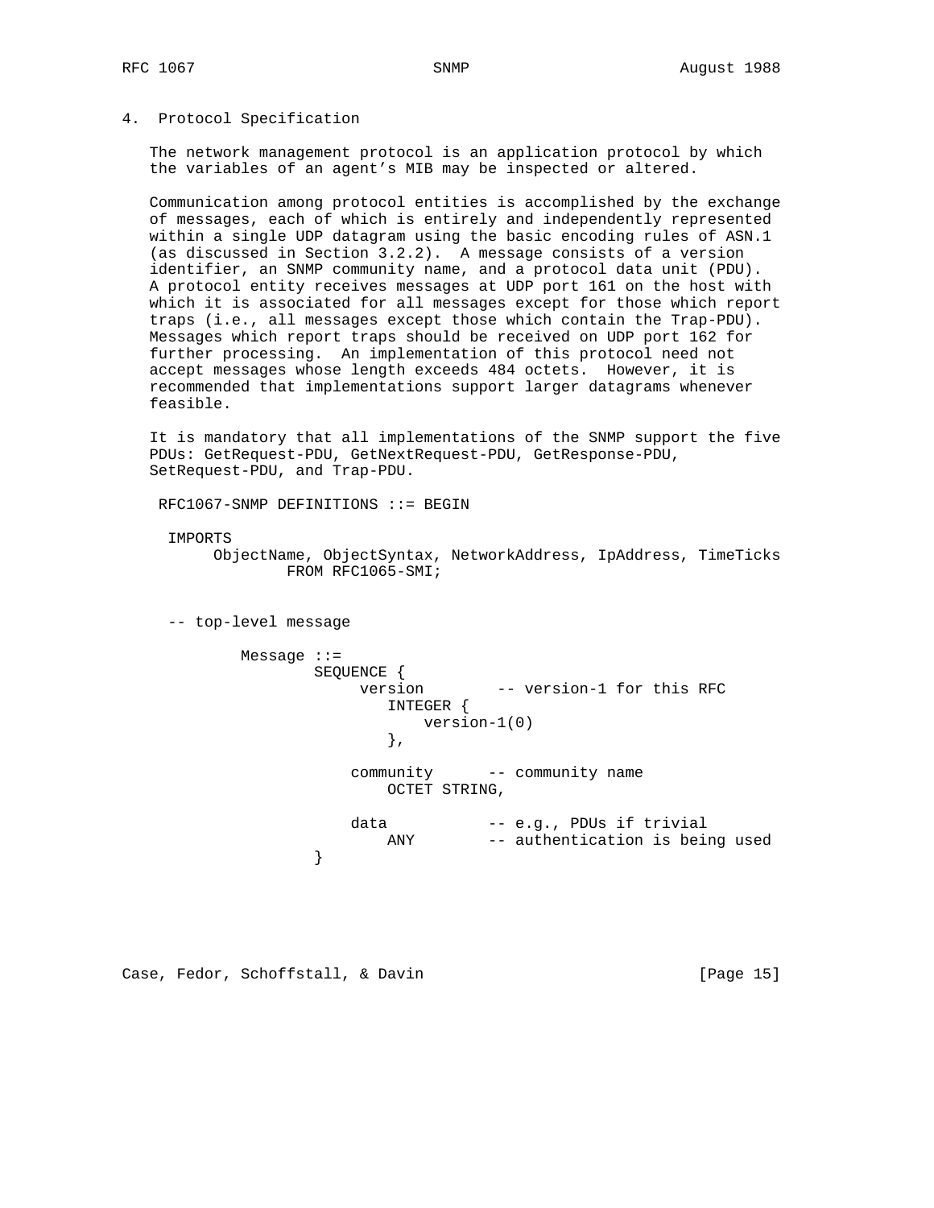## 4. Protocol Specification

The network management protocol is an application protocol by which the variables of an agent's MIB may be inspected or altered.

Communication among protocol entities is accomplished by the exchange of messages, each of which is entirely and independently represented within a single UDP datagram using the basic encoding rules of ASN.1 (as discussed in Section 3.2.2). A message consists of a version identifier, an SNMP community name, and a protocol data unit (PDU). A protocol entity receives messages at UDP port 161 on the host with which it is associated for all messages except for those which report traps (i.e., all messages except those which contain the Trap-PDU). Messages which report traps should be received on UDP port 162 for further processing. An implementation of this protocol need not accept messages whose length exceeds 484 octets. However, it is recommended that implementations support larger datagrams whenever feasible.

It is mandatory that all implementations of the SNMP support the five PDUs: GetRequest-PDU, GetNextRequest-PDU, GetResponse-PDU, SetRequest-PDU, and Trap-PDU.

```
 RFC1067-SNMP DEFINITIONS ::= BEGIN

  IMPORTS
       ObjectName, ObjectSyntax, NetworkAddress, IpAddress, TimeTicks
               FROM RFC1065-SMI;


  -- top-level message

          Message ::=
                  SEQUENCE {
                       version        -- version-1 for this RFC
                          INTEGER {
                              version-1(0)
                          },

                      community      -- community name
                          OCTET STRING,

                      data           -- e.g., PDUs if trivial
                          ANY        -- authentication is being used
                  }
```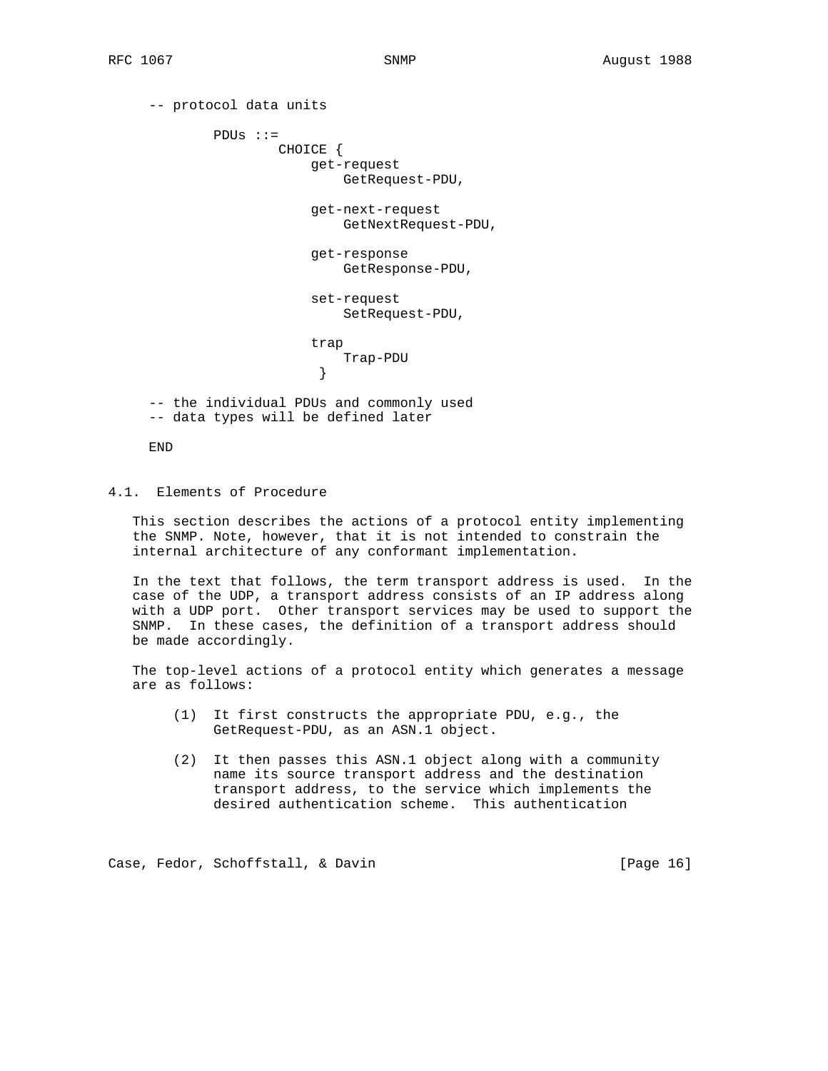```
-- protocol data units

        PDUs ::=
                CHOICE {
                    get-request
                        GetRequest-PDU,

                    get-next-request
                        GetNextRequest-PDU,

                    get-response
                        GetResponse-PDU,

                    set-request
                        SetRequest-PDU,

                    trap
                        Trap-PDU
                     }

-- the individual PDUs and commonly used
-- data types will be defined later

END
```

### 4.1. Elements of Procedure

This section describes the actions of a protocol entity implementing the SNMP. Note, however, that it is not intended to constrain the internal architecture of any conformant implementation.

In the text that follows, the term transport address is used. In the case of the UDP, a transport address consists of an IP address along with a UDP port. Other transport services may be used to support the SNMP. In these cases, the definition of a transport address should be made accordingly.

The top-level actions of a protocol entity which generates a message are as follows:

(1) It first constructs the appropriate PDU, e.g., the GetRequest-PDU, as an ASN.1 object.

(2) It then passes this ASN.1 object along with a community name its source transport address and the destination transport address, to the service which implements the desired authentication scheme. This authentication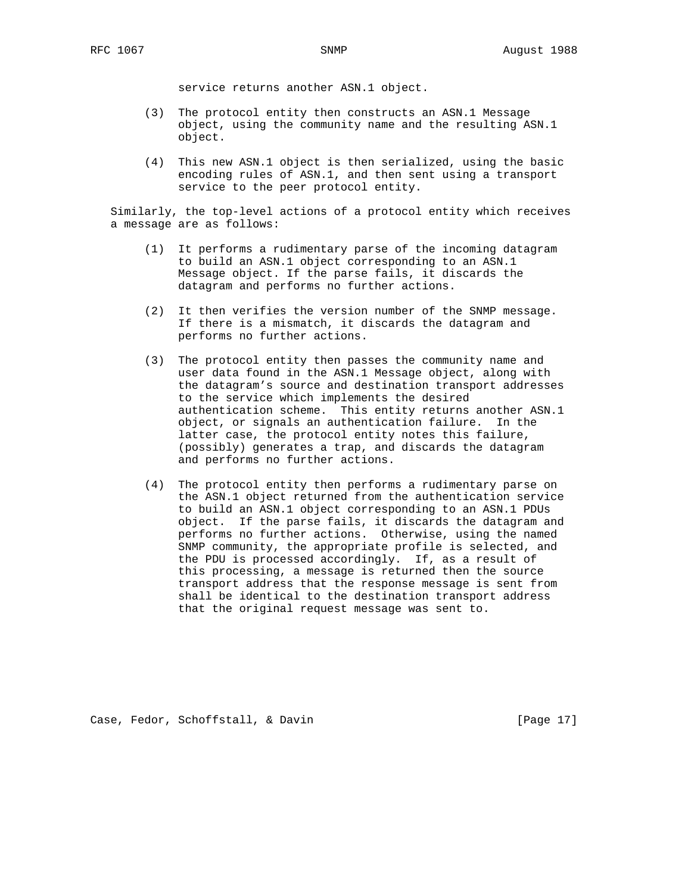service returns another ASN.1 object.

(3) The protocol entity then constructs an ASN.1 Message object, using the community name and the resulting ASN.1 object.

(4) This new ASN.1 object is then serialized, using the basic encoding rules of ASN.1, and then sent using a transport service to the peer protocol entity.

Similarly, the top-level actions of a protocol entity which receives a message are as follows:

(1) It performs a rudimentary parse of the incoming datagram to build an ASN.1 object corresponding to an ASN.1 Message object. If the parse fails, it discards the datagram and performs no further actions.

(2) It then verifies the version number of the SNMP message. If there is a mismatch, it discards the datagram and performs no further actions.

(3) The protocol entity then passes the community name and user data found in the ASN.1 Message object, along with the datagram's source and destination transport addresses to the service which implements the desired authentication scheme. This entity returns another ASN.1 object, or signals an authentication failure. In the latter case, the protocol entity notes this failure, (possibly) generates a trap, and discards the datagram and performs no further actions.

(4) The protocol entity then performs a rudimentary parse on the ASN.1 object returned from the authentication service to build an ASN.1 object corresponding to an ASN.1 PDUs object. If the parse fails, it discards the datagram and performs no further actions. Otherwise, using the named SNMP community, the appropriate profile is selected, and the PDU is processed accordingly. If, as a result of this processing, a message is returned then the source transport address that the response message is sent from shall be identical to the destination transport address that the original request message was sent to.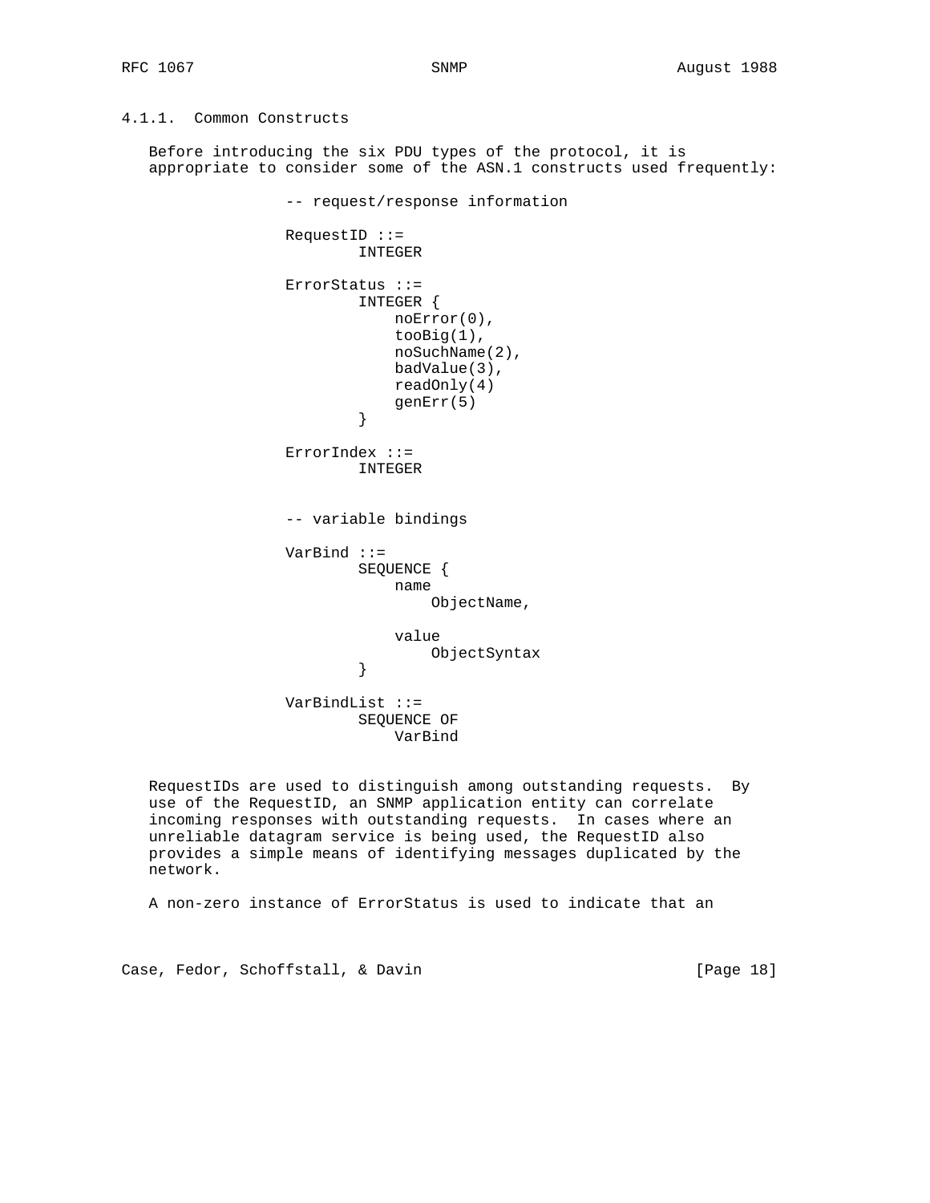#### 4.1.1. Common Constructs

Before introducing the six PDU types of the protocol, it is appropriate to consider some of the ASN.1 constructs used frequently:

```
-- request/response information

RequestID ::=
        INTEGER

ErrorStatus ::=
        INTEGER {
            noError(0),
            tooBig(1),
            noSuchName(2),
            badValue(3),
            readOnly(4)
            genErr(5)
        }

ErrorIndex ::=
        INTEGER


-- variable bindings

VarBind ::=
        SEQUENCE {
            name
                ObjectName,

            value
                ObjectSyntax
        }

VarBindList ::=
        SEQUENCE OF
            VarBind
```

RequestIDs are used to distinguish among outstanding requests. By use of the RequestID, an SNMP application entity can correlate incoming responses with outstanding requests. In cases where an unreliable datagram service is being used, the RequestID also provides a simple means of identifying messages duplicated by the network.

A non-zero instance of ErrorStatus is used to indicate that an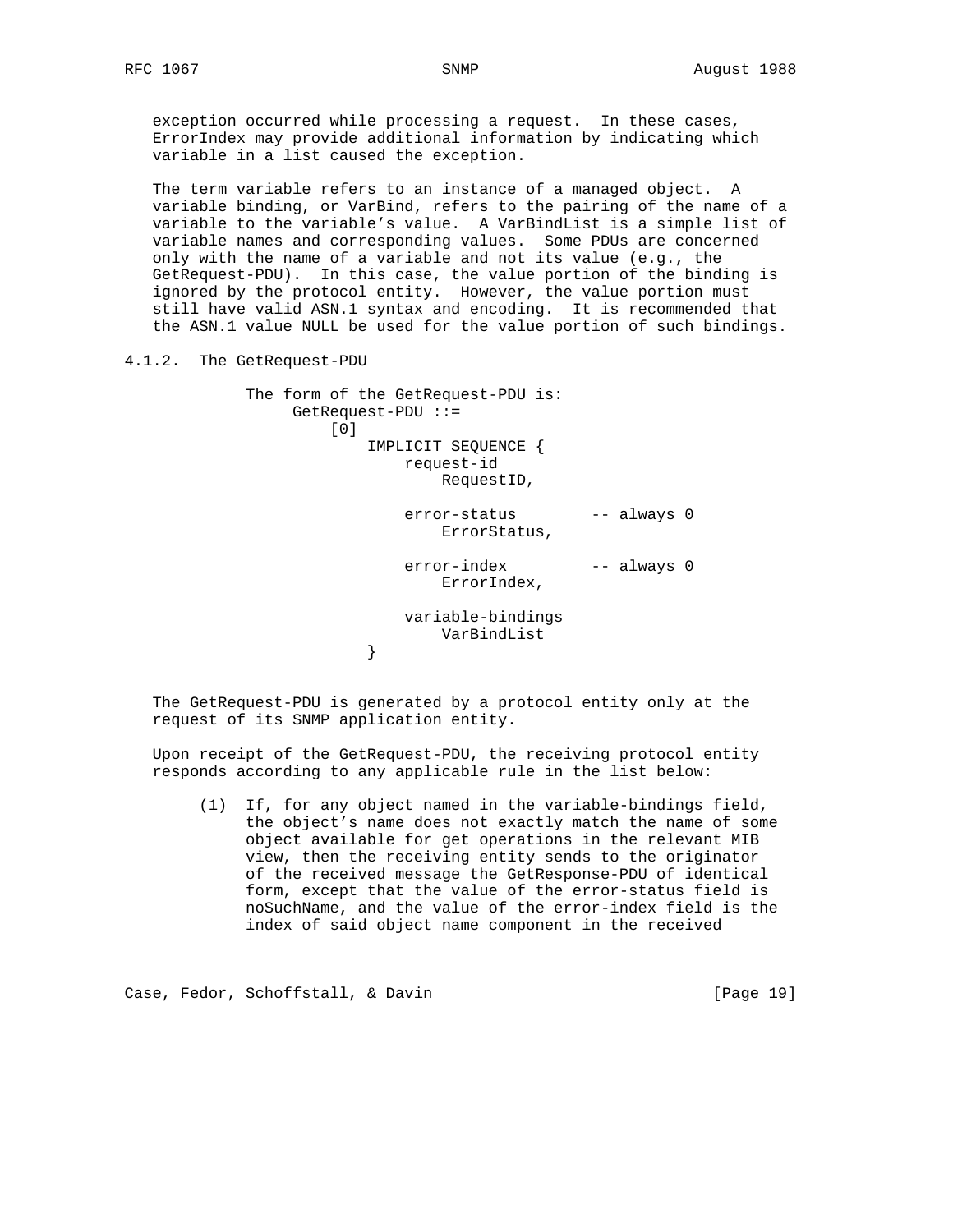exception occurred while processing a request. In these cases, ErrorIndex may provide additional information by indicating which variable in a list caused the exception.

The term variable refers to an instance of a managed object. A variable binding, or VarBind, refers to the pairing of the name of a variable to the variable's value. A VarBindList is a simple list of variable names and corresponding values. Some PDUs are concerned only with the name of a variable and not its value (e.g., the GetRequest-PDU). In this case, the value portion of the binding is ignored by the protocol entity. However, the value portion must still have valid ASN.1 syntax and encoding. It is recommended that the ASN.1 value NULL be used for the value portion of such bindings.

### 4.1.2. The GetRequest-PDU

The form of the GetRequest-PDU is:

```
GetRequest-PDU ::=
    [0]
        IMPLICIT SEQUENCE {
            request-id
                RequestID,

            error-status        -- always 0
                ErrorStatus,

            error-index         -- always 0
                ErrorIndex,

            variable-bindings
                VarBindList
        }
```

The GetRequest-PDU is generated by a protocol entity only at the request of its SNMP application entity.

Upon receipt of the GetRequest-PDU, the receiving protocol entity responds according to any applicable rule in the list below:

(1) If, for any object named in the variable-bindings field, the object's name does not exactly match the name of some object available for get operations in the relevant MIB view, then the receiving entity sends to the originator of the received message the GetResponse-PDU of identical form, except that the value of the error-status field is noSuchName, and the value of the error-index field is the index of said object name component in the received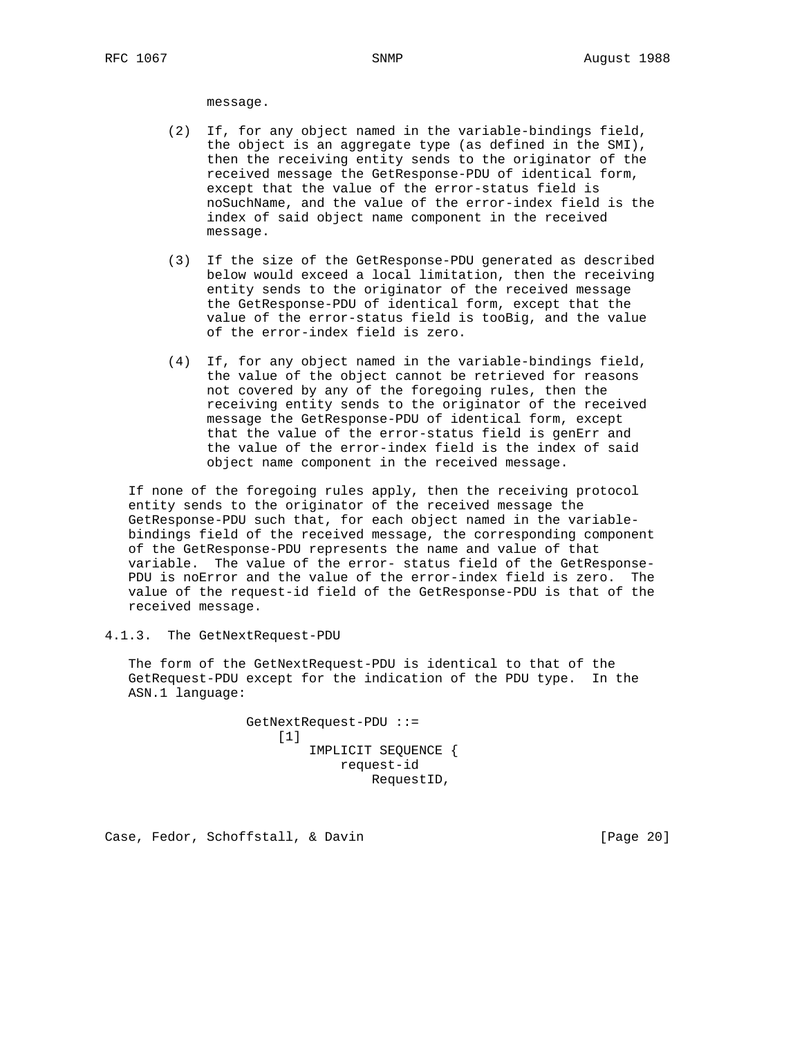message.

(2) If, for any object named in the variable-bindings field, the object is an aggregate type (as defined in the SMI), then the receiving entity sends to the originator of the received message the GetResponse-PDU of identical form, except that the value of the error-status field is noSuchName, and the value of the error-index field is the index of said object name component in the received message.

(3) If the size of the GetResponse-PDU generated as described below would exceed a local limitation, then the receiving entity sends to the originator of the received message the GetResponse-PDU of identical form, except that the value of the error-status field is tooBig, and the value of the error-index field is zero.

(4) If, for any object named in the variable-bindings field, the value of the object cannot be retrieved for reasons not covered by any of the foregoing rules, then the receiving entity sends to the originator of the received message the GetResponse-PDU of identical form, except that the value of the error-status field is genErr and the value of the error-index field is the index of said object name component in the received message.

If none of the foregoing rules apply, then the receiving protocol entity sends to the originator of the received message the GetResponse-PDU such that, for each object named in the variable-bindings field of the received message, the corresponding component of the GetResponse-PDU represents the name and value of that variable. The value of the error- status field of the GetResponse-PDU is noError and the value of the error-index field is zero. The value of the request-id field of the GetResponse-PDU is that of the received message.

### 4.1.3. The GetNextRequest-PDU

The form of the GetNextRequest-PDU is identical to that of the GetRequest-PDU except for the indication of the PDU type. In the ASN.1 language:

```
GetNextRequest-PDU ::=
    [1]
        IMPLICIT SEQUENCE {
            request-id
                RequestID,
```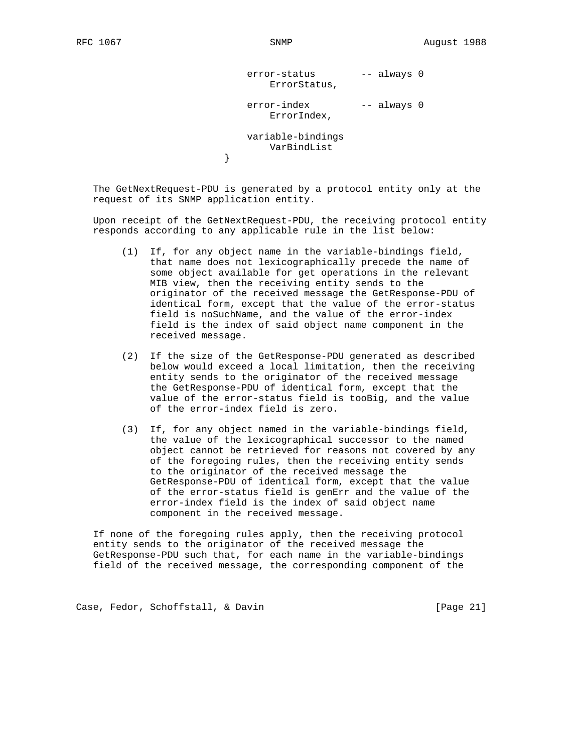```
                                error-status        -- always 0
                                    ErrorStatus,

                                error-index         -- always 0
                                    ErrorIndex,

                                variable-bindings
                                    VarBindList
                            }
```

The GetNextRequest-PDU is generated by a protocol entity only at the request of its SNMP application entity.

Upon receipt of the GetNextRequest-PDU, the receiving protocol entity responds according to any applicable rule in the list below:

(1) If, for any object name in the variable-bindings field, that name does not lexicographically precede the name of some object available for get operations in the relevant MIB view, then the receiving entity sends to the originator of the received message the GetResponse-PDU of identical form, except that the value of the error-status field is noSuchName, and the value of the error-index field is the index of said object name component in the received message.

(2) If the size of the GetResponse-PDU generated as described below would exceed a local limitation, then the receiving entity sends to the originator of the received message the GetResponse-PDU of identical form, except that the value of the error-status field is tooBig, and the value of the error-index field is zero.

(3) If, for any object named in the variable-bindings field, the value of the lexicographical successor to the named object cannot be retrieved for reasons not covered by any of the foregoing rules, then the receiving entity sends to the originator of the received message the GetResponse-PDU of identical form, except that the value of the error-status field is genErr and the value of the error-index field is the index of said object name component in the received message.

If none of the foregoing rules apply, then the receiving protocol entity sends to the originator of the received message the GetResponse-PDU such that, for each name in the variable-bindings field of the received message, the corresponding component of the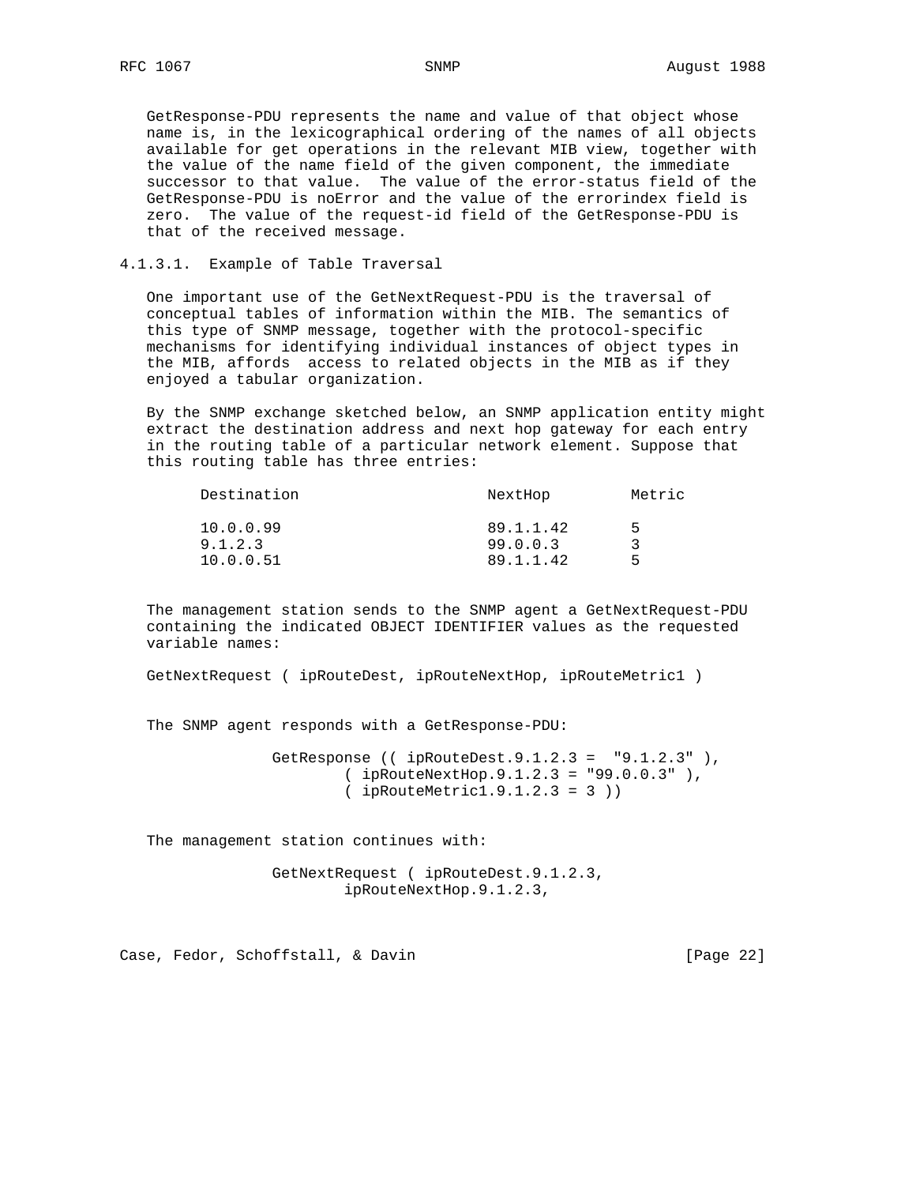GetResponse-PDU represents the name and value of that object whose name is, in the lexicographical ordering of the names of all objects available for get operations in the relevant MIB view, together with the value of the name field of the given component, the immediate successor to that value. The value of the error-status field of the GetResponse-PDU is noError and the value of the errorindex field is zero. The value of the request-id field of the GetResponse-PDU is that of the received message.

### 4.1.3.1. Example of Table Traversal

One important use of the GetNextRequest-PDU is the traversal of conceptual tables of information within the MIB. The semantics of this type of SNMP message, together with the protocol-specific mechanisms for identifying individual instances of object types in the MIB, affords access to related objects in the MIB as if they enjoyed a tabular organization.

By the SNMP exchange sketched below, an SNMP application entity might extract the destination address and next hop gateway for each entry in the routing table of a particular network element. Suppose that this routing table has three entries:

| Destination | NextHop | Metric |
|---|---|---|
| 10.0.0.99 | 89.1.1.42 | 5 |
| 9.1.2.3 | 99.0.0.3 | 3 |
| 10.0.0.51 | 89.1.1.42 | 5 |

The management station sends to the SNMP agent a GetNextRequest-PDU containing the indicated OBJECT IDENTIFIER values as the requested variable names:

```
GetNextRequest ( ipRouteDest, ipRouteNextHop, ipRouteMetric1 )
```

The SNMP agent responds with a GetResponse-PDU:

```
GetResponse (( ipRouteDest.9.1.2.3 =  "9.1.2.3" ),
        ( ipRouteNextHop.9.1.2.3 = "99.0.0.3" ),
        ( ipRouteMetric1.9.1.2.3 = 3 ))
```

The management station continues with:

```
GetNextRequest ( ipRouteDest.9.1.2.3,
        ipRouteNextHop.9.1.2.3,
```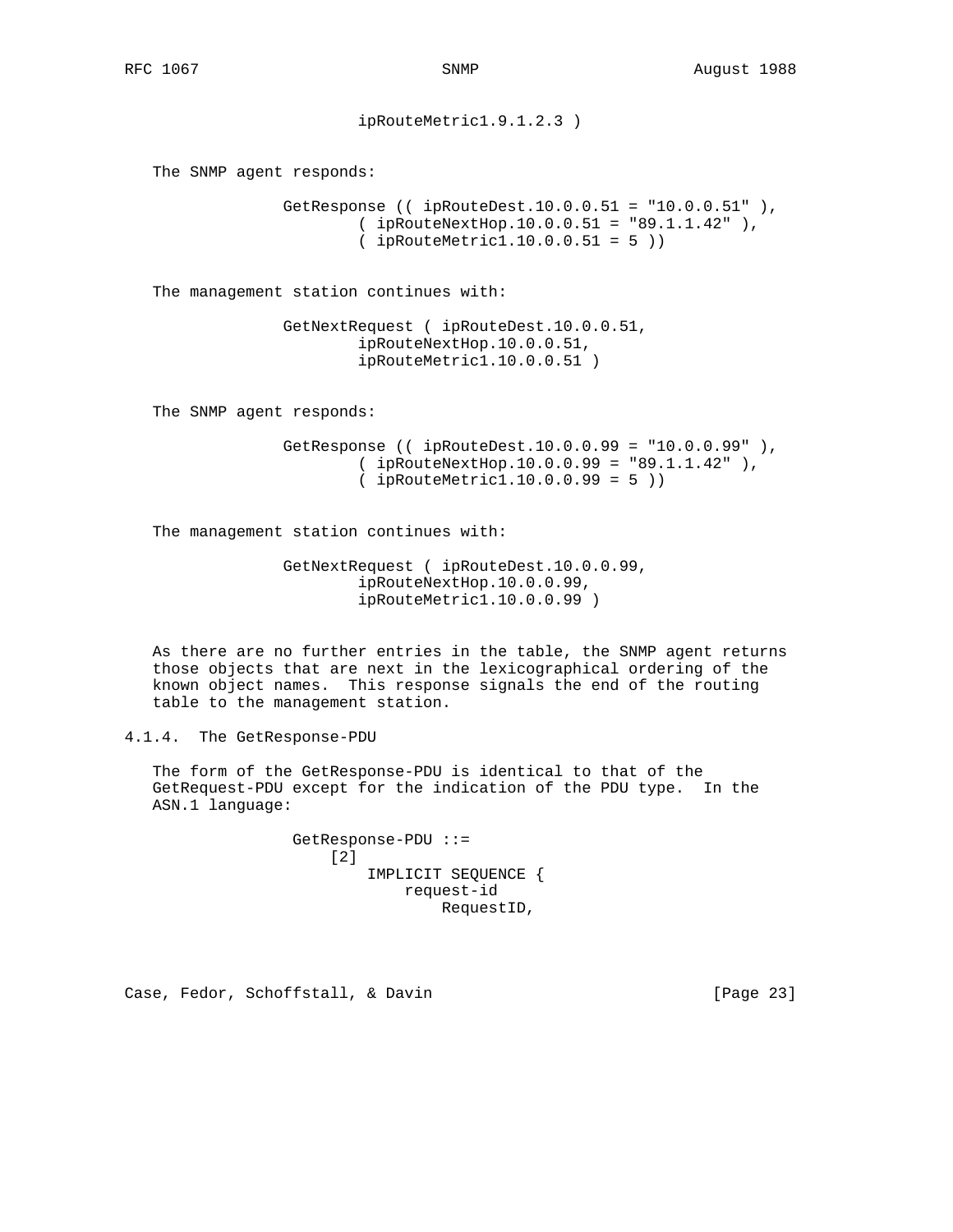```
                        ipRouteMetric1.9.1.2.3 )
```

The SNMP agent responds:

```
               GetResponse (( ipRouteDest.10.0.0.51 = "10.0.0.51" ),
                       ( ipRouteNextHop.10.0.0.51 = "89.1.1.42" ),
                       ( ipRouteMetric1.10.0.0.51 = 5 ))
```

The management station continues with:

```
               GetNextRequest ( ipRouteDest.10.0.0.51,
                       ipRouteNextHop.10.0.0.51,
                       ipRouteMetric1.10.0.0.51 )
```

The SNMP agent responds:

```
               GetResponse (( ipRouteDest.10.0.0.99 = "10.0.0.99" ),
                       ( ipRouteNextHop.10.0.0.99 = "89.1.1.42" ),
                       ( ipRouteMetric1.10.0.0.99 = 5 ))
```

The management station continues with:

```
               GetNextRequest ( ipRouteDest.10.0.0.99,
                       ipRouteNextHop.10.0.0.99,
                       ipRouteMetric1.10.0.0.99 )
```

As there are no further entries in the table, the SNMP agent returns those objects that are next in the lexicographical ordering of the known object names. This response signals the end of the routing table to the management station.

### 4.1.4. The GetResponse-PDU

The form of the GetResponse-PDU is identical to that of the GetRequest-PDU except for the indication of the PDU type. In the ASN.1 language:

```
                GetResponse-PDU ::=
                    [2]
                        IMPLICIT SEQUENCE {
                            request-id
                                RequestID,
```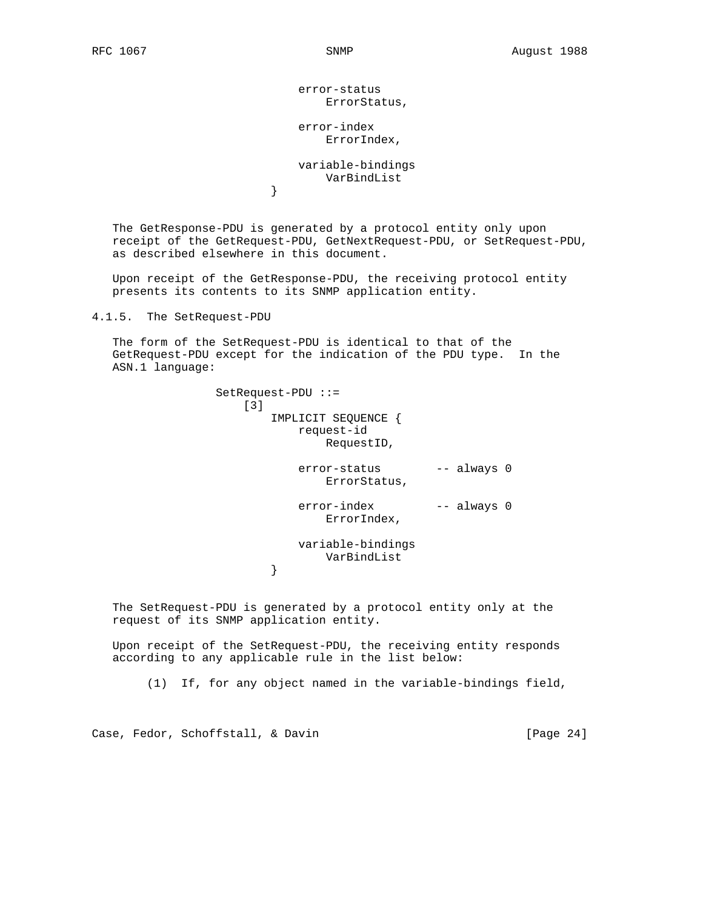```
                                 error-status
                                     ErrorStatus,

                                 error-index
                                     ErrorIndex,

                                 variable-bindings
                                     VarBindList
                             }
```

The GetResponse-PDU is generated by a protocol entity only upon receipt of the GetRequest-PDU, GetNextRequest-PDU, or SetRequest-PDU, as described elsewhere in this document.

Upon receipt of the GetResponse-PDU, the receiving protocol entity presents its contents to its SNMP application entity.

### 4.1.5. The SetRequest-PDU

The form of the SetRequest-PDU is identical to that of the GetRequest-PDU except for the indication of the PDU type. In the ASN.1 language:

```
                 SetRequest-PDU ::=
                     [3]
                         IMPLICIT SEQUENCE {
                             request-id
                                 RequestID,

                             error-status        -- always 0
                                 ErrorStatus,

                             error-index         -- always 0
                                 ErrorIndex,

                             variable-bindings
                                 VarBindList
                         }
```

The SetRequest-PDU is generated by a protocol entity only at the request of its SNMP application entity.

Upon receipt of the SetRequest-PDU, the receiving entity responds according to any applicable rule in the list below:

(1) If, for any object named in the variable-bindings field,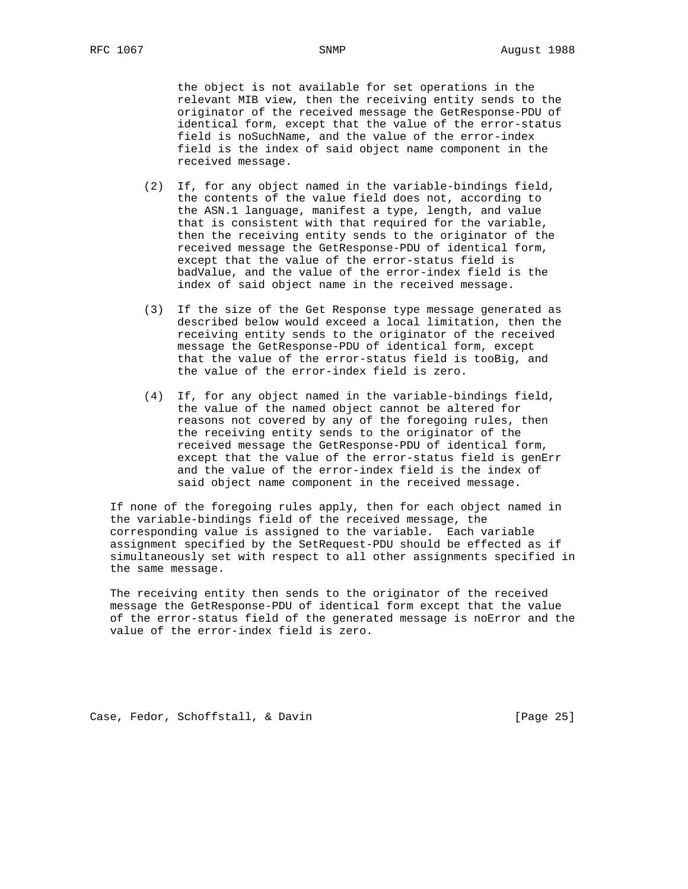the object is not available for set operations in the relevant MIB view, then the receiving entity sends to the originator of the received message the GetResponse-PDU of identical form, except that the value of the error-status field is noSuchName, and the value of the error-index field is the index of said object name component in the received message.

(2) If, for any object named in the variable-bindings field, the contents of the value field does not, according to the ASN.1 language, manifest a type, length, and value that is consistent with that required for the variable, then the receiving entity sends to the originator of the received message the GetResponse-PDU of identical form, except that the value of the error-status field is badValue, and the value of the error-index field is the index of said object name in the received message.

(3) If the size of the Get Response type message generated as described below would exceed a local limitation, then the receiving entity sends to the originator of the received message the GetResponse-PDU of identical form, except that the value of the error-status field is tooBig, and the value of the error-index field is zero.

(4) If, for any object named in the variable-bindings field, the value of the named object cannot be altered for reasons not covered by any of the foregoing rules, then the receiving entity sends to the originator of the received message the GetResponse-PDU of identical form, except that the value of the error-status field is genErr and the value of the error-index field is the index of said object name component in the received message.

If none of the foregoing rules apply, then for each object named in the variable-bindings field of the received message, the corresponding value is assigned to the variable. Each variable assignment specified by the SetRequest-PDU should be effected as if simultaneously set with respect to all other assignments specified in the same message.

The receiving entity then sends to the originator of the received message the GetResponse-PDU of identical form except that the value of the error-status field of the generated message is noError and the value of the error-index field is zero.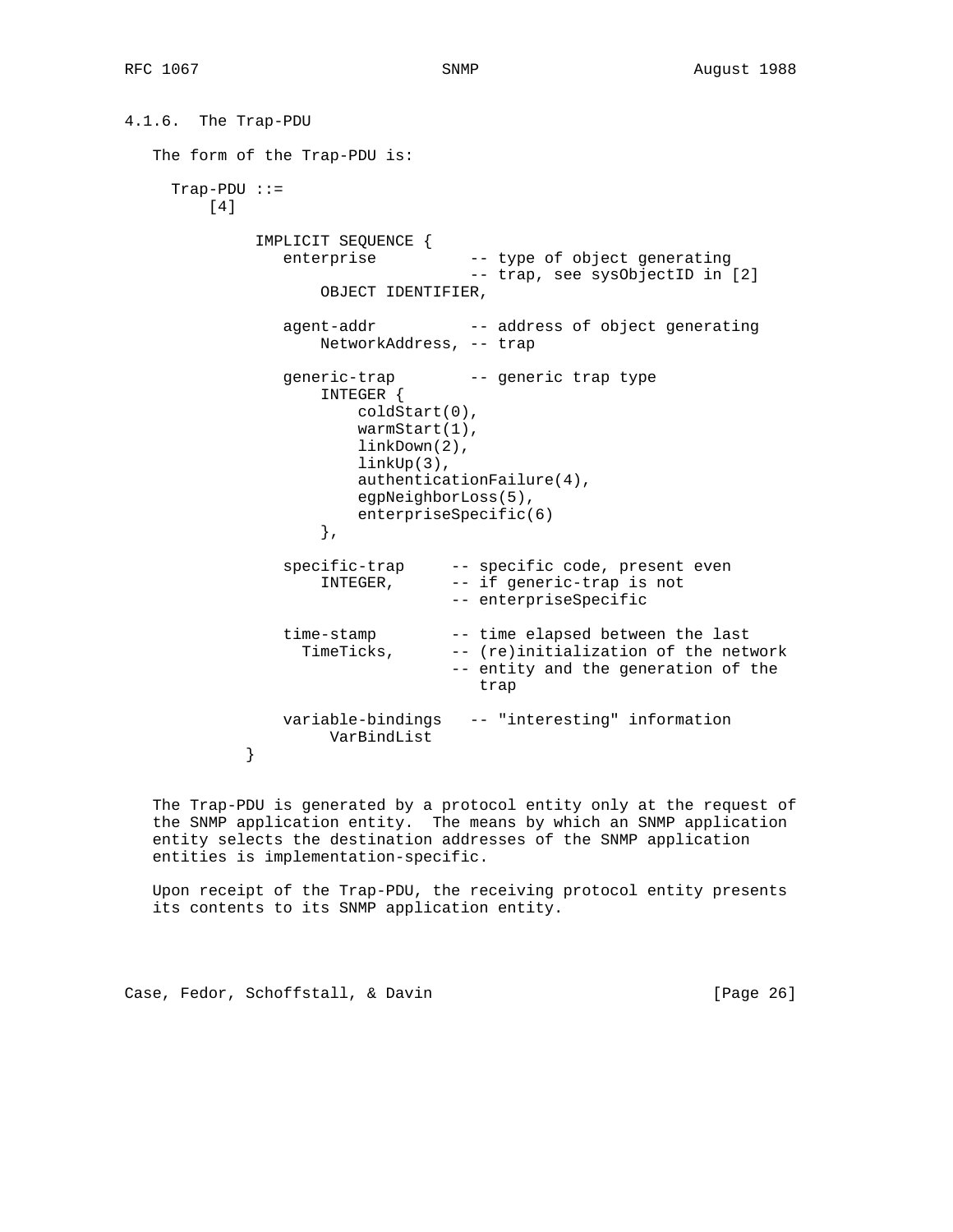### 4.1.6. The Trap-PDU

The form of the Trap-PDU is:

```
  Trap-PDU ::=
      [4]

           IMPLICIT SEQUENCE {
              enterprise          -- type of object generating
                                  -- trap, see sysObjectID in [2]
                  OBJECT IDENTIFIER,

              agent-addr          -- address of object generating
                  NetworkAddress, -- trap

              generic-trap        -- generic trap type
                  INTEGER {
                      coldStart(0),
                      warmStart(1),
                      linkDown(2),
                      linkUp(3),
                      authenticationFailure(4),
                      egpNeighborLoss(5),
                      enterpriseSpecific(6)
                  },

              specific-trap     -- specific code, present even
                  INTEGER,      -- if generic-trap is not
                                -- enterpriseSpecific

              time-stamp        -- time elapsed between the last
                TimeTicks,      -- (re)initialization of the network
                                -- entity and the generation of the
                                   trap

              variable-bindings   -- "interesting" information
                   VarBindList
          }
```

The Trap-PDU is generated by a protocol entity only at the request of the SNMP application entity. The means by which an SNMP application entity selects the destination addresses of the SNMP application entities is implementation-specific.

Upon receipt of the Trap-PDU, the receiving protocol entity presents its contents to its SNMP application entity.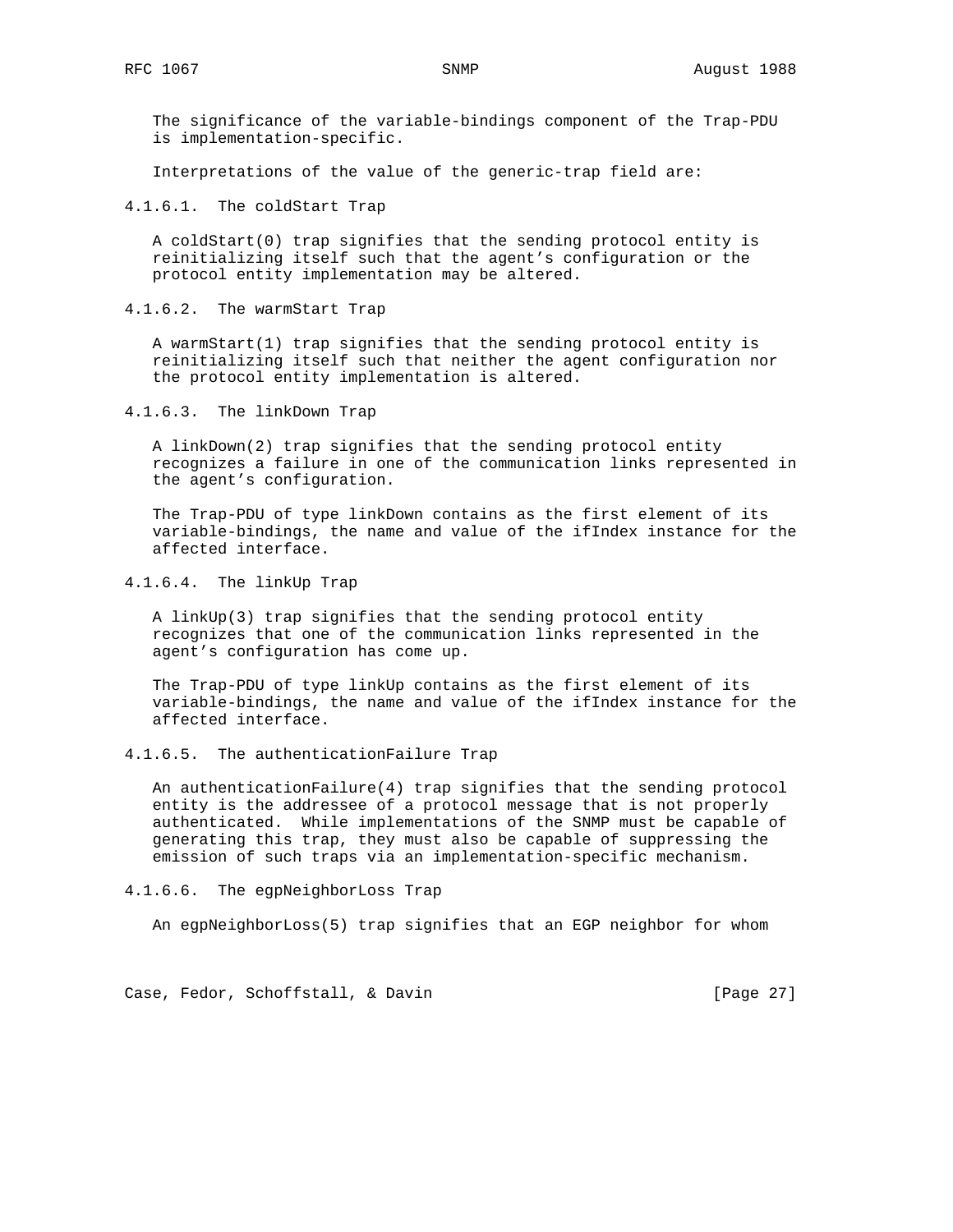The significance of the variable-bindings component of the Trap-PDU is implementation-specific.

Interpretations of the value of the generic-trap field are:

#### 4.1.6.1. The coldStart Trap

A coldStart(0) trap signifies that the sending protocol entity is reinitializing itself such that the agent's configuration or the protocol entity implementation may be altered.

#### 4.1.6.2. The warmStart Trap

A warmStart(1) trap signifies that the sending protocol entity is reinitializing itself such that neither the agent configuration nor the protocol entity implementation is altered.

#### 4.1.6.3. The linkDown Trap

A linkDown(2) trap signifies that the sending protocol entity recognizes a failure in one of the communication links represented in the agent's configuration.

The Trap-PDU of type linkDown contains as the first element of its variable-bindings, the name and value of the ifIndex instance for the affected interface.

#### 4.1.6.4. The linkUp Trap

A linkUp(3) trap signifies that the sending protocol entity recognizes that one of the communication links represented in the agent's configuration has come up.

The Trap-PDU of type linkUp contains as the first element of its variable-bindings, the name and value of the ifIndex instance for the affected interface.

#### 4.1.6.5. The authenticationFailure Trap

An authenticationFailure(4) trap signifies that the sending protocol entity is the addressee of a protocol message that is not properly authenticated. While implementations of the SNMP must be capable of generating this trap, they must also be capable of suppressing the emission of such traps via an implementation-specific mechanism.

#### 4.1.6.6. The egpNeighborLoss Trap

An egpNeighborLoss(5) trap signifies that an EGP neighbor for whom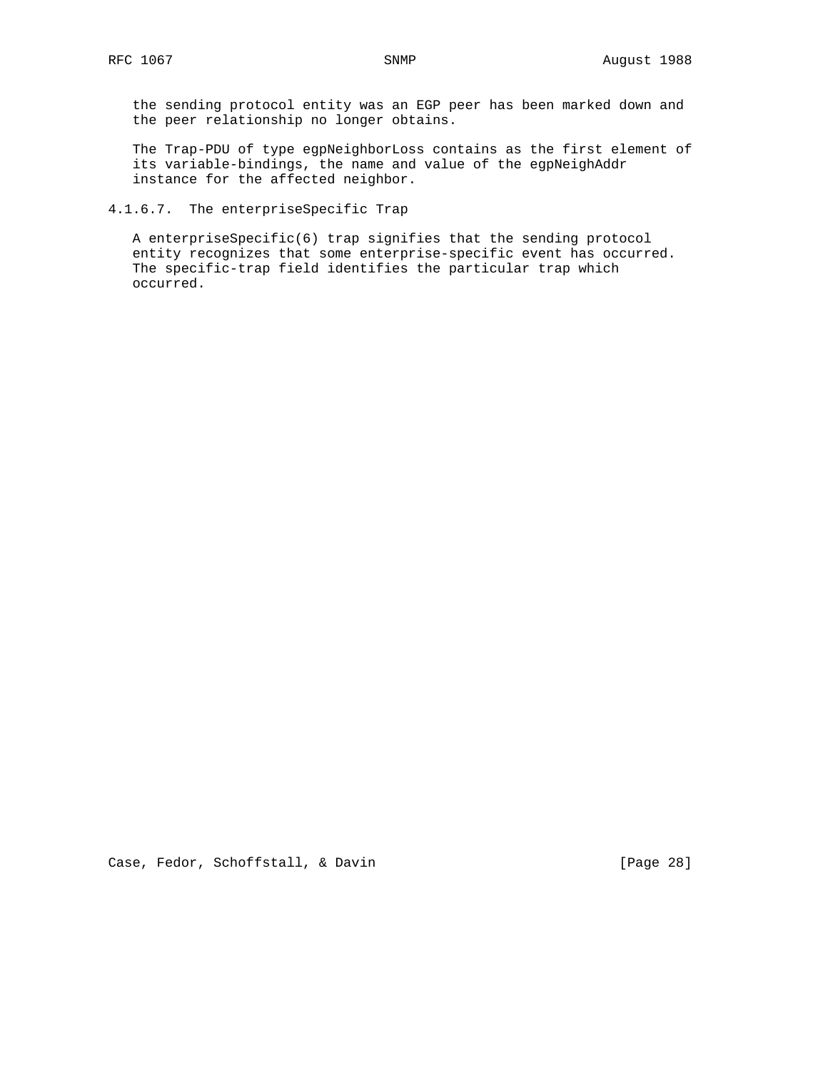the sending protocol entity was an EGP peer has been marked down and the peer relationship no longer obtains.

The Trap-PDU of type egpNeighborLoss contains as the first element of its variable-bindings, the name and value of the egpNeighAddr instance for the affected neighbor.

#### 4.1.6.7. The enterpriseSpecific Trap

A enterpriseSpecific(6) trap signifies that the sending protocol entity recognizes that some enterprise-specific event has occurred. The specific-trap field identifies the particular trap which occurred.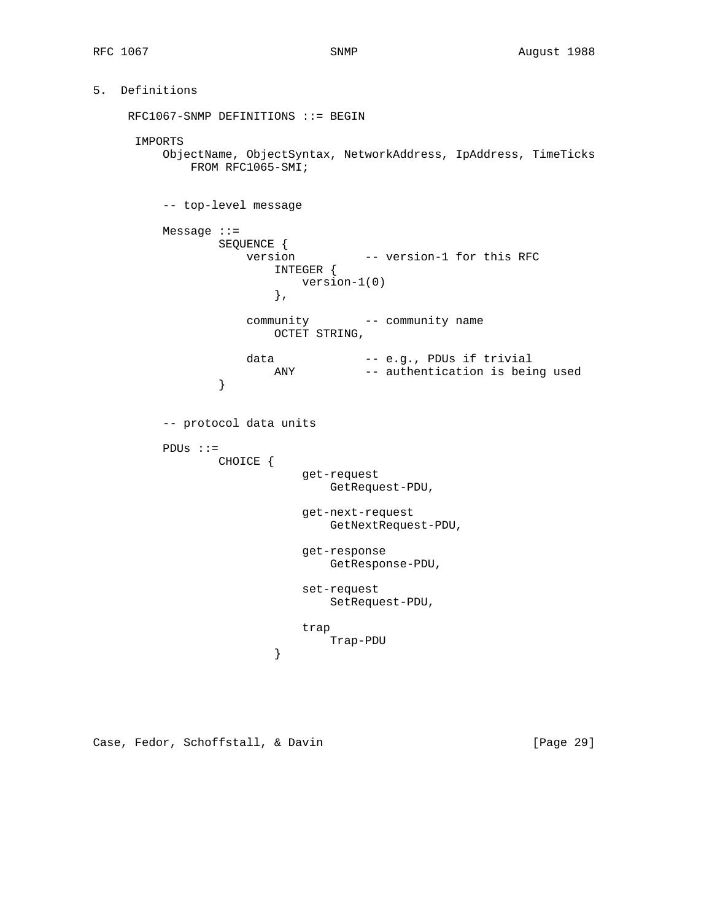## 5. Definitions

```
     RFC1067-SNMP DEFINITIONS ::= BEGIN

      IMPORTS
          ObjectName, ObjectSyntax, NetworkAddress, IpAddress, TimeTicks
              FROM RFC1065-SMI;


          -- top-level message

          Message ::=
                  SEQUENCE {
                      version          -- version-1 for this RFC
                          INTEGER {
                              version-1(0)
                          },

                      community        -- community name
                          OCTET STRING,

                      data             -- e.g., PDUs if trivial
                          ANY          -- authentication is being used
                  }


          -- protocol data units

          PDUs ::=
                  CHOICE {
                              get-request
                                  GetRequest-PDU,

                              get-next-request
                                  GetNextRequest-PDU,

                              get-response
                                  GetResponse-PDU,

                              set-request
                                  SetRequest-PDU,

                              trap
                                  Trap-PDU
                          }
```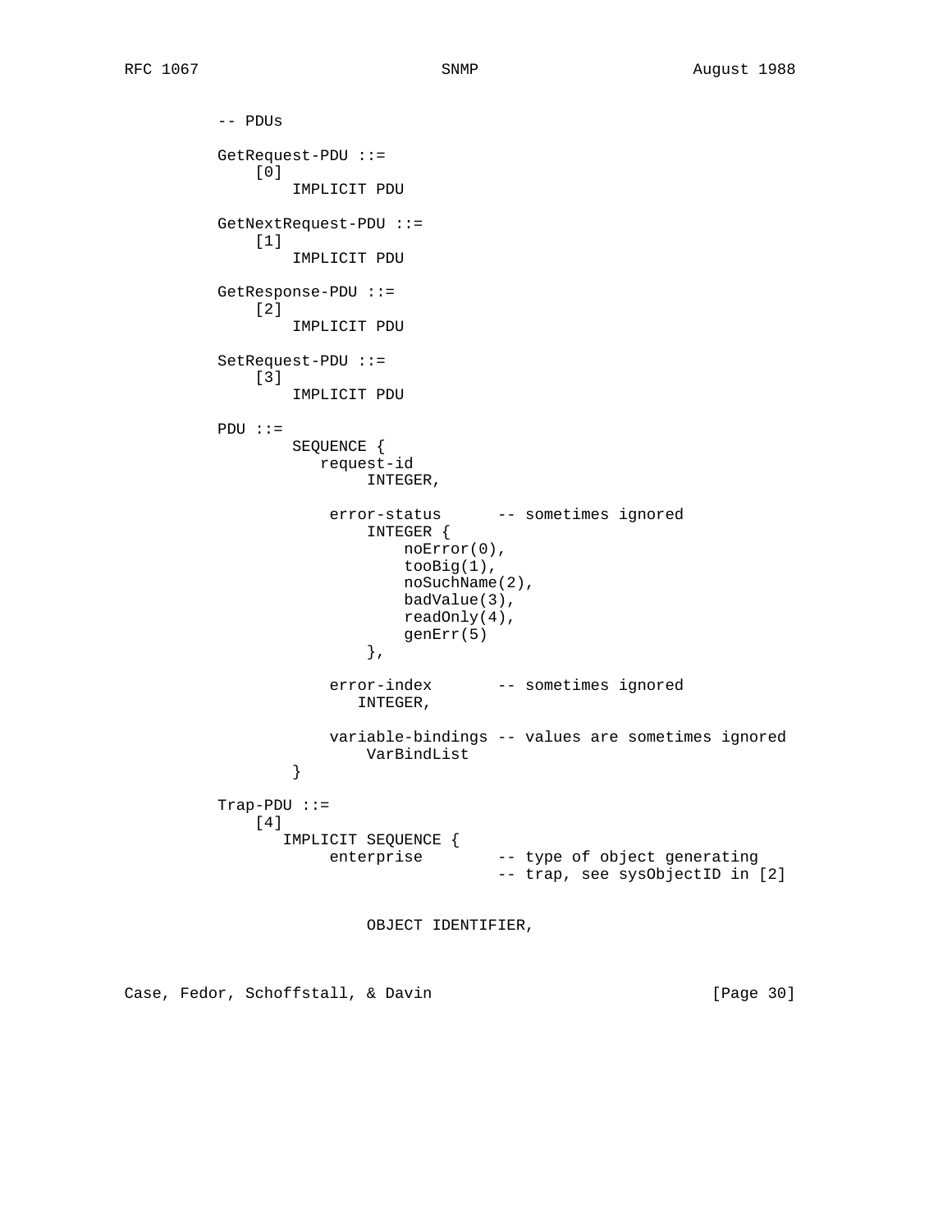```
          -- PDUs

          GetRequest-PDU ::=
              [0]
                  IMPLICIT PDU

          GetNextRequest-PDU ::=
              [1]
                  IMPLICIT PDU

          GetResponse-PDU ::=
              [2]
                  IMPLICIT PDU

          SetRequest-PDU ::=
              [3]
                  IMPLICIT PDU

          PDU ::=
                  SEQUENCE {
                     request-id
                          INTEGER,

                      error-status      -- sometimes ignored
                          INTEGER {
                              noError(0),
                              tooBig(1),
                              noSuchName(2),
                              badValue(3),
                              readOnly(4),
                              genErr(5)
                          },

                      error-index       -- sometimes ignored
                         INTEGER,

                      variable-bindings -- values are sometimes ignored
                          VarBindList
                  }

          Trap-PDU ::=
              [4]
                 IMPLICIT SEQUENCE {
                      enterprise        -- type of object generating
                                        -- trap, see sysObjectID in [2]


                          OBJECT IDENTIFIER,
```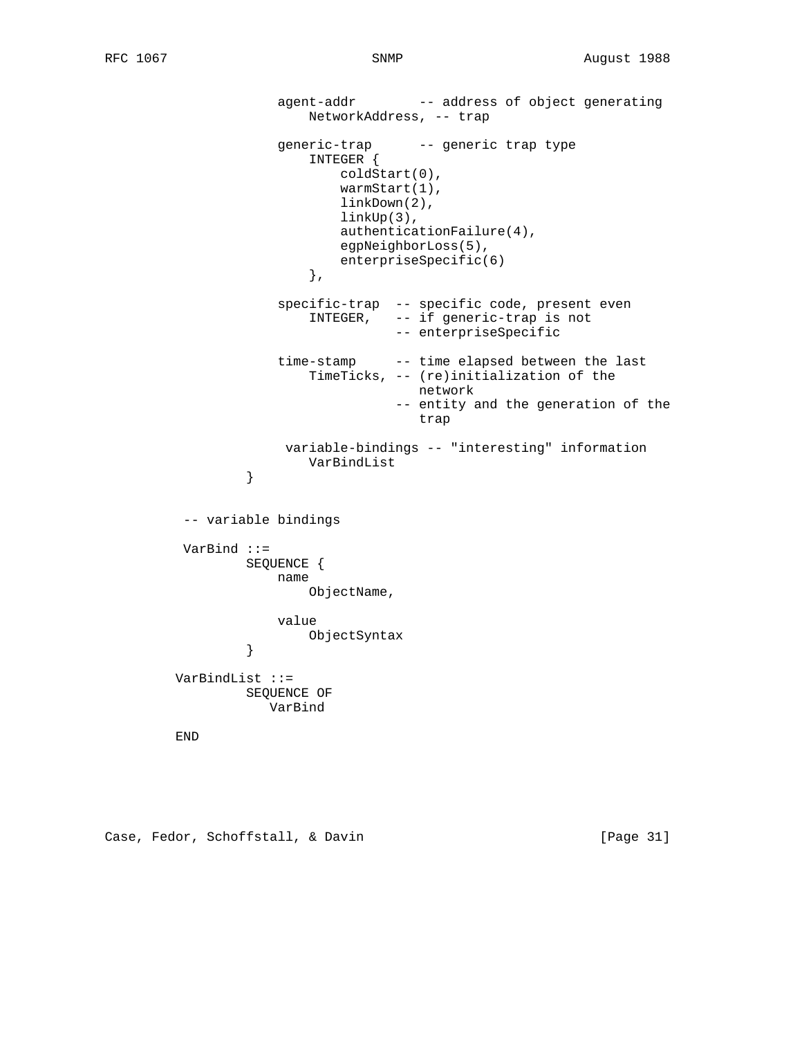```
                agent-addr        -- address of object generating
                    NetworkAddress, -- trap

                generic-trap      -- generic trap type
                    INTEGER {
                        coldStart(0),
                        warmStart(1),
                        linkDown(2),
                        linkUp(3),
                        authenticationFailure(4),
                        egpNeighborLoss(5),
                        enterpriseSpecific(6)
                    },

                specific-trap  -- specific code, present even
                    INTEGER,   -- if generic-trap is not
                               -- enterpriseSpecific

                time-stamp     -- time elapsed between the last
                    TimeTicks, -- (re)initialization of the
                                  network
                               -- entity and the generation of the
                                  trap

                 variable-bindings -- "interesting" information
                    VarBindList
            }


     -- variable bindings

     VarBind ::=
             SEQUENCE {
                 name
                     ObjectName,

                 value
                     ObjectSyntax
             }

    VarBindList ::=
             SEQUENCE OF
                VarBind

    END
```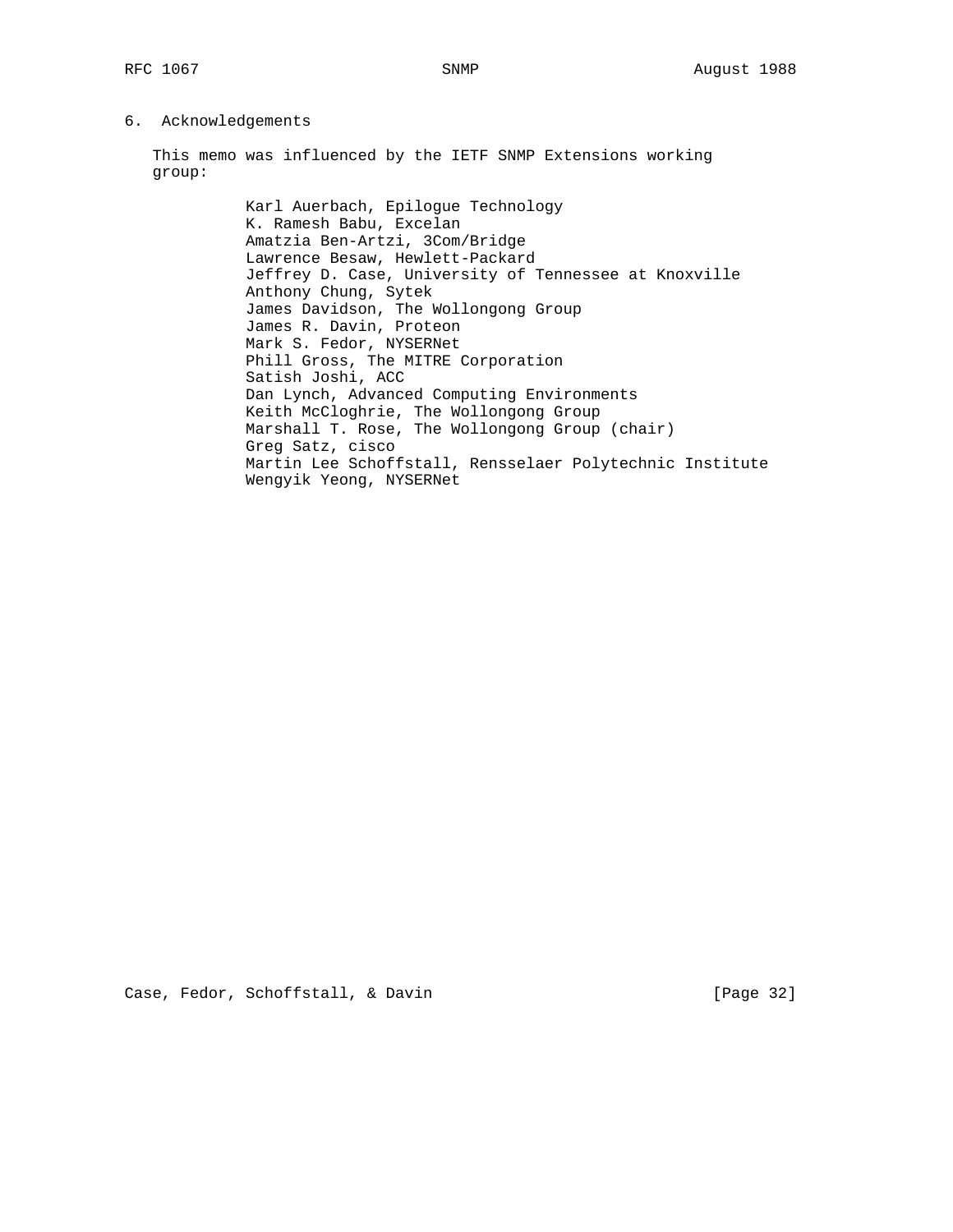## 6. Acknowledgements

This memo was influenced by the IETF SNMP Extensions working group:

Karl Auerbach, Epilogue Technology
K. Ramesh Babu, Excelan
Amatzia Ben-Artzi, 3Com/Bridge
Lawrence Besaw, Hewlett-Packard
Jeffrey D. Case, University of Tennessee at Knoxville
Anthony Chung, Sytek
James Davidson, The Wollongong Group
James R. Davin, Proteon
Mark S. Fedor, NYSERNet
Phill Gross, The MITRE Corporation
Satish Joshi, ACC
Dan Lynch, Advanced Computing Environments
Keith McCloghrie, The Wollongong Group
Marshall T. Rose, The Wollongong Group (chair)
Greg Satz, cisco
Martin Lee Schoffstall, Rensselaer Polytechnic Institute
Wengyik Yeong, NYSERNet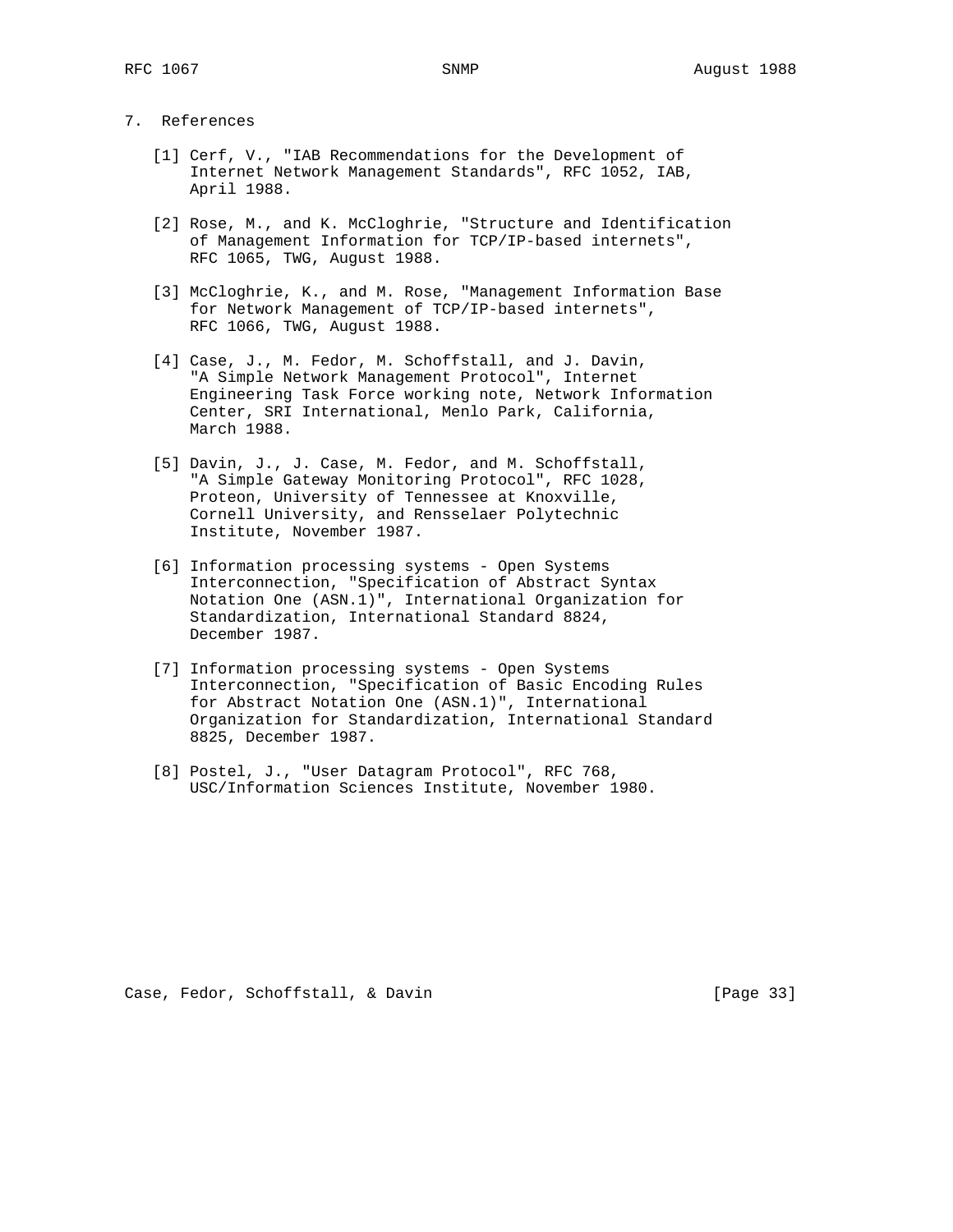## 7. References

[1] Cerf, V., "IAB Recommendations for the Development of Internet Network Management Standards", RFC 1052, IAB, April 1988.

[2] Rose, M., and K. McCloghrie, "Structure and Identification of Management Information for TCP/IP-based internets", RFC 1065, TWG, August 1988.

[3] McCloghrie, K., and M. Rose, "Management Information Base for Network Management of TCP/IP-based internets", RFC 1066, TWG, August 1988.

[4] Case, J., M. Fedor, M. Schoffstall, and J. Davin, "A Simple Network Management Protocol", Internet Engineering Task Force working note, Network Information Center, SRI International, Menlo Park, California, March 1988.

[5] Davin, J., J. Case, M. Fedor, and M. Schoffstall, "A Simple Gateway Monitoring Protocol", RFC 1028, Proteon, University of Tennessee at Knoxville, Cornell University, and Rensselaer Polytechnic Institute, November 1987.

[6] Information processing systems - Open Systems Interconnection, "Specification of Abstract Syntax Notation One (ASN.1)", International Organization for Standardization, International Standard 8824, December 1987.

[7] Information processing systems - Open Systems Interconnection, "Specification of Basic Encoding Rules for Abstract Notation One (ASN.1)", International Organization for Standardization, International Standard 8825, December 1987.

[8] Postel, J., "User Datagram Protocol", RFC 768, USC/Information Sciences Institute, November 1980.